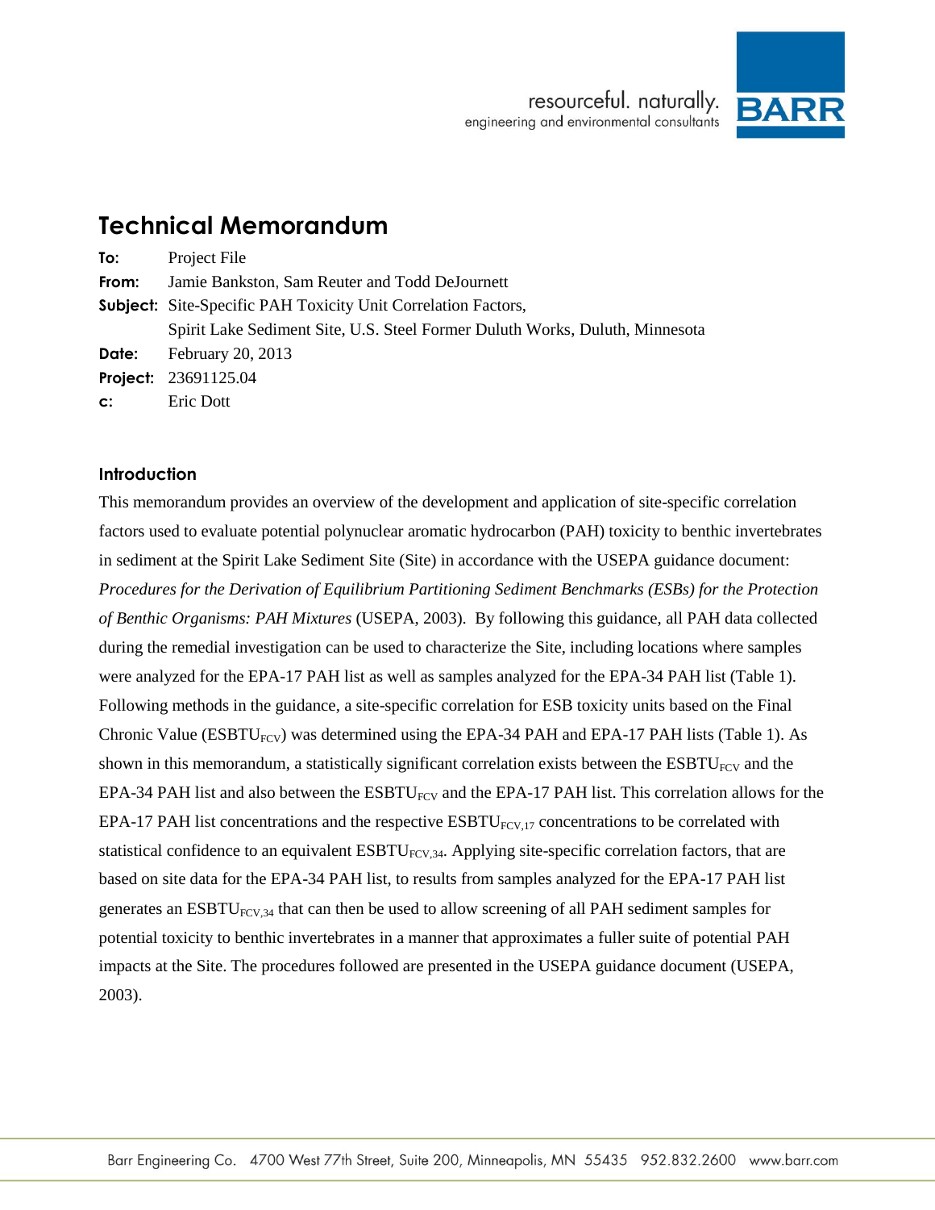resourceful. naturally.
engineering and environmental consultants

# Technical Memorandum

**To:** Project File

**From:** Jamie Bankston, Sam Reuter and Todd DeJournett

**Subject:** Site-Specific PAH Toxicity Unit Correlation Factors, Spirit Lake Sediment Site, U.S. Steel Former Duluth Works, Duluth, Minnesota

**Date:** February 20, 2013

**Project:** 23691125.04

**c:** Eric Dott

## Introduction

This memorandum provides an overview of the development and application of site-specific correlation factors used to evaluate potential polynuclear aromatic hydrocarbon (PAH) toxicity to benthic invertebrates in sediment at the Spirit Lake Sediment Site (Site) in accordance with the USEPA guidance document: *Procedures for the Derivation of Equilibrium Partitioning Sediment Benchmarks (ESBs) for the Protection of Benthic Organisms: PAH Mixtures* (USEPA, 2003). By following this guidance, all PAH data collected during the remedial investigation can be used to characterize the Site, including locations where samples were analyzed for the EPA-17 PAH list as well as samples analyzed for the EPA-34 PAH list (Table 1). Following methods in the guidance, a site-specific correlation for ESB toxicity units based on the Final Chronic Value ($ESBTU_{FCV}$) was determined using the EPA-34 PAH and EPA-17 PAH lists (Table 1). As shown in this memorandum, a statistically significant correlation exists between the $ESBTU_{FCV}$ and the EPA-34 PAH list and also between the $ESBTU_{FCV}$ and the EPA-17 PAH list. This correlation allows for the EPA-17 PAH list concentrations and the respective $ESBTU_{FCV,17}$ concentrations to be correlated with statistical confidence to an equivalent $ESBTU_{FCV,34}$. Applying site-specific correlation factors, that are based on site data for the EPA-34 PAH list, to results from samples analyzed for the EPA-17 PAH list generates an $ESBTU_{FCV,34}$ that can then be used to allow screening of all PAH sediment samples for potential toxicity to benthic invertebrates in a manner that approximates a fuller suite of potential PAH impacts at the Site. The procedures followed are presented in the USEPA guidance document (USEPA, 2003).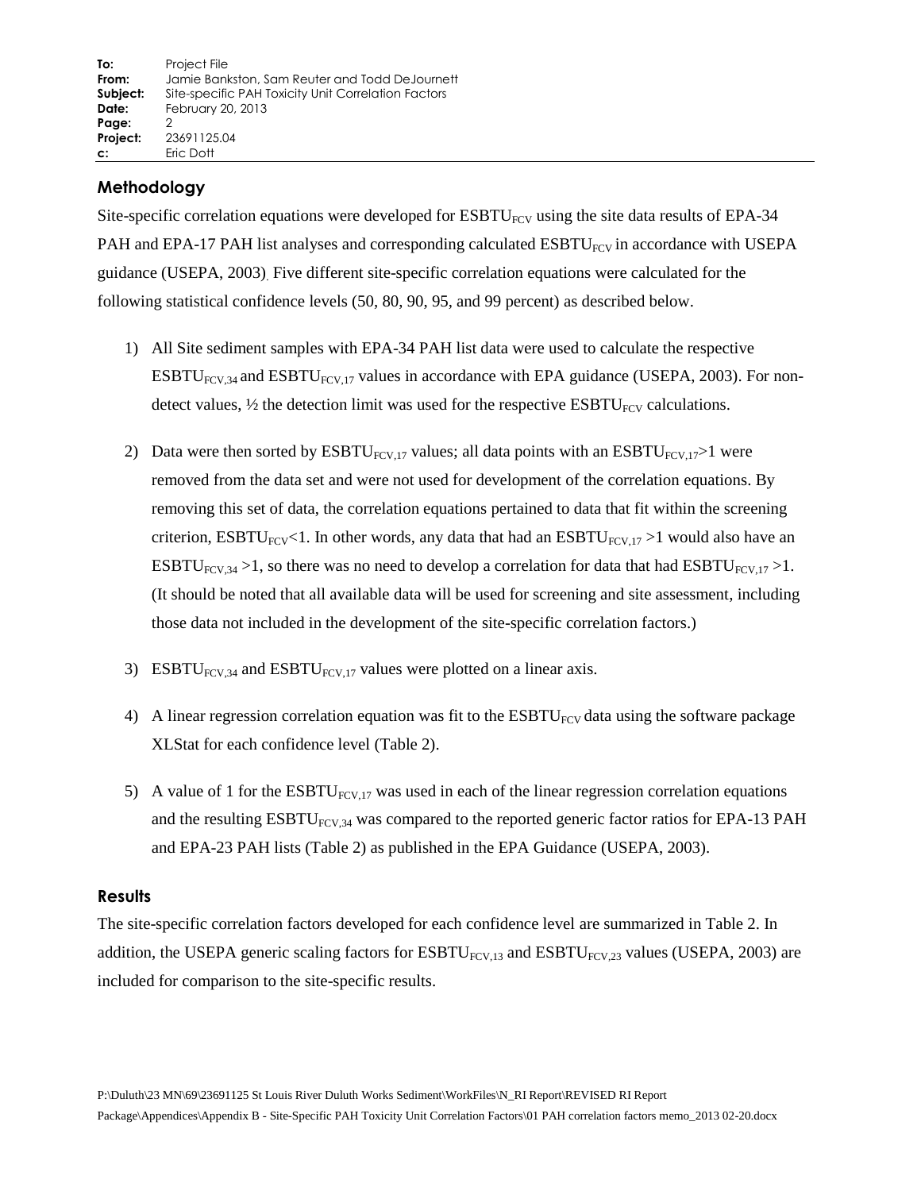## Methodology

Site-specific correlation equations were developed for $ESBTU_{FCV}$ using the site data results of EPA-34 PAH and EPA-17 PAH list analyses and corresponding calculated $ESBTU_{FCV}$ in accordance with USEPA guidance (USEPA, 2003). Five different site-specific correlation equations were calculated for the following statistical confidence levels (50, 80, 90, 95, and 99 percent) as described below.

1) All Site sediment samples with EPA-34 PAH list data were used to calculate the respective $ESBTU_{FCV,34}$ and $ESBTU_{FCV,17}$ values in accordance with EPA guidance (USEPA, 2003). For non-detect values, ½ the detection limit was used for the respective $ESBTU_{FCV}$ calculations.

2) Data were then sorted by $ESBTU_{FCV,17}$ values; all data points with an $ESBTU_{FCV,17}>1$ were removed from the data set and were not used for development of the correlation equations. By removing this set of data, the correlation equations pertained to data that fit within the screening criterion, $ESBTU_{FCV}<1$. In other words, any data that had an $ESBTU_{FCV,17} >1$ would also have an $ESBTU_{FCV,34} >1$, so there was no need to develop a correlation for data that had $ESBTU_{FCV,17} >1$. (It should be noted that all available data will be used for screening and site assessment, including those data not included in the development of the site-specific correlation factors.)

3) $ESBTU_{FCV,34}$ and $ESBTU_{FCV,17}$ values were plotted on a linear axis.

4) A linear regression correlation equation was fit to the $ESBTU_{FCV}$ data using the software package XLStat for each confidence level (Table 2).

5) A value of 1 for the $ESBTU_{FCV,17}$ was used in each of the linear regression correlation equations and the resulting $ESBTU_{FCV,34}$ was compared to the reported generic factor ratios for EPA-13 PAH and EPA-23 PAH lists (Table 2) as published in the EPA Guidance (USEPA, 2003).

## Results

The site-specific correlation factors developed for each confidence level are summarized in Table 2. In addition, the USEPA generic scaling factors for $ESBTU_{FCV,13}$ and $ESBTU_{FCV,23}$ values (USEPA, 2003) are included for comparison to the site-specific results.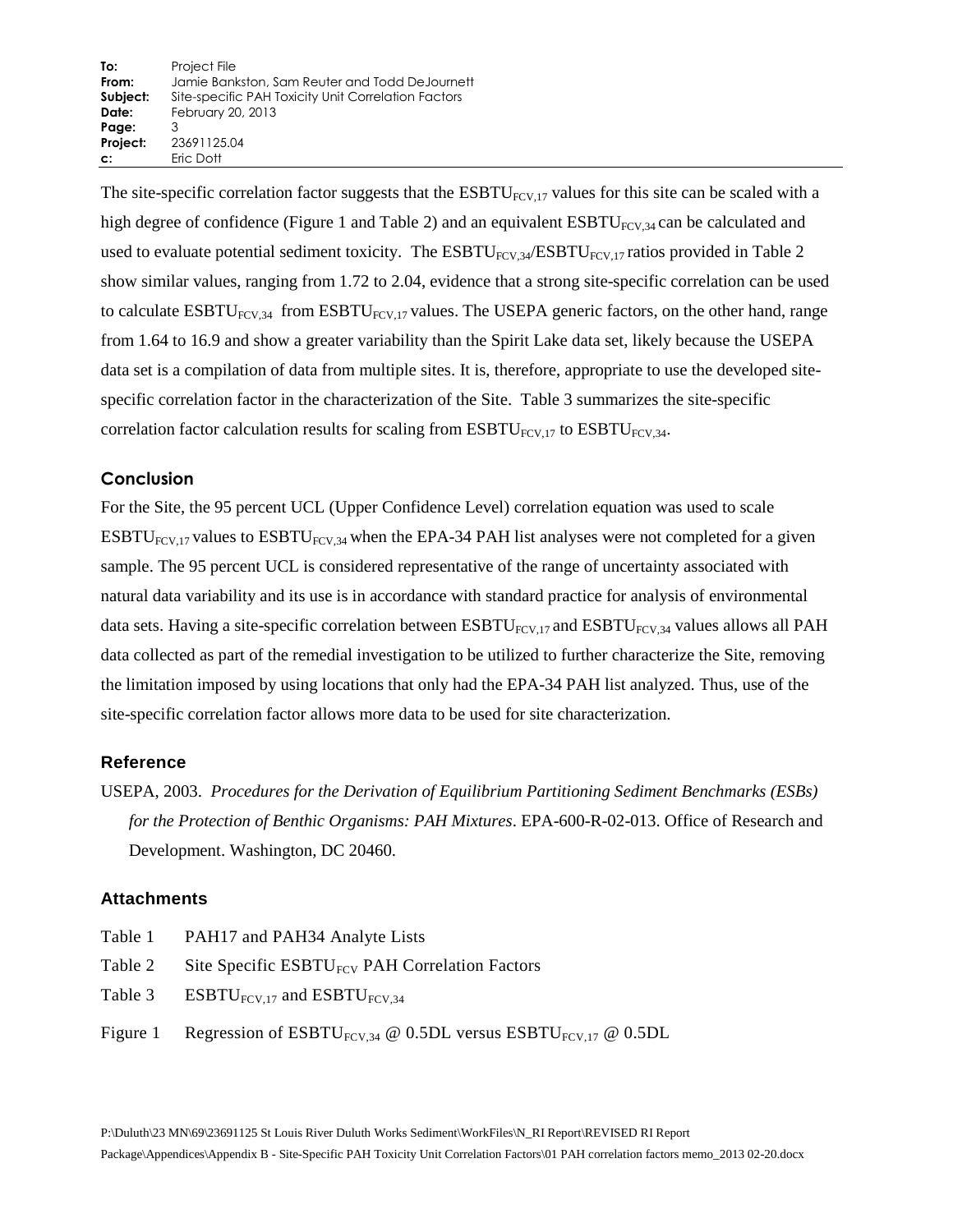| | |
|---|---|
| **To:** | Project File |
| **From:** | Jamie Bankston, Sam Reuter and Todd DeJournett |
| **Subject:** | Site-specific PAH Toxicity Unit Correlation Factors |
| **Date:** | February 20, 2013 |
| **Page:** | 3 |
| **Project:** | 23691125.04 |
| **c:** | Eric Dott |

The site-specific correlation factor suggests that the $ESBTU_{FCV,17}$ values for this site can be scaled with a high degree of confidence (Figure 1 and Table 2) and an equivalent $ESBTU_{FCV,34}$ can be calculated and used to evaluate potential sediment toxicity. The $ESBTU_{FCV,34}/ESBTU_{FCV,17}$ ratios provided in Table 2 show similar values, ranging from 1.72 to 2.04, evidence that a strong site-specific correlation can be used to calculate $ESBTU_{FCV,34}$ from $ESBTU_{FCV,17}$ values. The USEPA generic factors, on the other hand, range from 1.64 to 16.9 and show a greater variability than the Spirit Lake data set, likely because the USEPA data set is a compilation of data from multiple sites. It is, therefore, appropriate to use the developed site-specific correlation factor in the characterization of the Site. Table 3 summarizes the site-specific correlation factor calculation results for scaling from $ESBTU_{FCV,17}$ to $ESBTU_{FCV,34}$.

## Conclusion

For the Site, the 95 percent UCL (Upper Confidence Level) correlation equation was used to scale $ESBTU_{FCV,17}$ values to $ESBTU_{FCV,34}$ when the EPA-34 PAH list analyses were not completed for a given sample. The 95 percent UCL is considered representative of the range of uncertainty associated with natural data variability and its use is in accordance with standard practice for analysis of environmental data sets. Having a site-specific correlation between $ESBTU_{FCV,17}$ and $ESBTU_{FCV,34}$ values allows all PAH data collected as part of the remedial investigation to be utilized to further characterize the Site, removing the limitation imposed by using locations that only had the EPA-34 PAH list analyzed. Thus, use of the site-specific correlation factor allows more data to be used for site characterization.

## Reference

USEPA, 2003. *Procedures for the Derivation of Equilibrium Partitioning Sediment Benchmarks (ESBs) for the Protection of Benthic Organisms: PAH Mixtures*. EPA-600-R-02-013. Office of Research and Development. Washington, DC 20460.

## Attachments

Table 1 PAH17 and PAH34 Analyte Lists

Table 2 Site Specific $ESBTU_{FCV}$ PAH Correlation Factors

Table 3 $ESBTU_{FCV,17}$ and $ESBTU_{FCV,34}$

Figure 1 Regression of $ESBTU_{FCV,34}$ @ 0.5DL versus $ESBTU_{FCV,17}$ @ 0.5DL

P:\Duluth\23 MN\69\23691125 St Louis River Duluth Works Sediment\WorkFiles\N_RI Report\REVISED RI Report Package\Appendices\Appendix B - Site-Specific PAH Toxicity Unit Correlation Factors\01 PAH correlation factors memo_2013 02-20.docx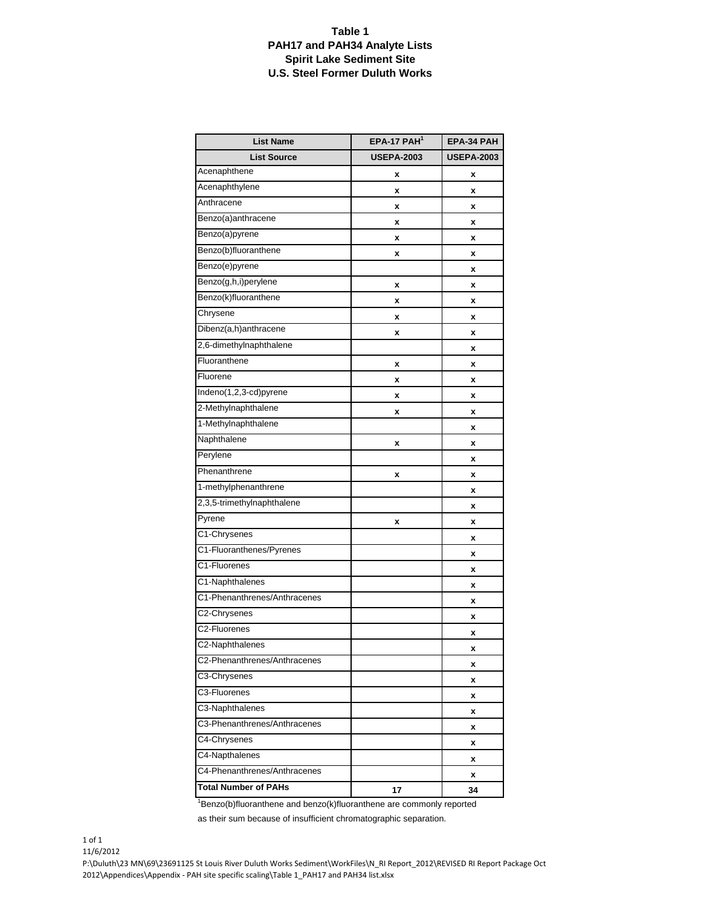# Table 1
## PAH17 and PAH34 Analyte Lists
## Spirit Lake Sediment Site
## U.S. Steel Former Duluth Works

| List Name | EPA-17 PAH[1] | EPA-34 PAH |
|---|---|---|
| **List Source** | **USEPA-2003** | **USEPA-2003** |
| Acenaphthene | x | x |
| Acenaphthylene | x | x |
| Anthracene | x | x |
| Benzo(a)anthracene | x | x |
| Benzo(a)pyrene | x | x |
| Benzo(b)fluoranthene | x | x |
| Benzo(e)pyrene | | x |
| Benzo(g,h,i)perylene | x | x |
| Benzo(k)fluoranthene | x | x |
| Chrysene | x | x |
| Dibenz(a,h)anthracene | x | x |
| 2,6-dimethylnaphthalene | | x |
| Fluoranthene | x | x |
| Fluorene | x | x |
| Indeno(1,2,3-cd)pyrene | x | x |
| 2-Methylnaphthalene | x | x |
| 1-Methylnaphthalene | | x |
| Naphthalene | x | x |
| Perylene | | x |
| Phenanthrene | x | x |
| 1-methylphenanthrene | | x |
| 2,3,5-trimethylnaphthalene | | x |
| Pyrene | x | x |
| C1-Chrysenes | | x |
| C1-Fluoranthenes/Pyrenes | | x |
| C1-Fluorenes | | x |
| C1-Naphthalenes | | x |
| C1-Phenanthrenes/Anthracenes | | x |
| C2-Chrysenes | | x |
| C2-Fluorenes | | x |
| C2-Naphthalenes | | x |
| C2-Phenanthrenes/Anthracenes | | x |
| C3-Chrysenes | | x |
| C3-Fluorenes | | x |
| C3-Naphthalenes | | x |
| C3-Phenanthrenes/Anthracenes | | x |
| C4-Chrysenes | | x |
| C4-Napthalenes | | x |
| C4-Phenanthrenes/Anthracenes | | x |
| **Total Number of PAHs** | **17** | **34** |

[1]Benzo(b)fluoranthene and benzo(k)fluoranthene are commonly reported as their sum because of insufficient chromatographic separation.

11/6/2012
P:\Duluth\23 MN\69\23691125 St Louis River Duluth Works Sediment\WorkFiles\N_RI Report_2012\REVISED RI Report Package Oct 2012\Appendices\Appendix - PAH site specific scaling\Table 1_PAH17 and PAH34 list.xlsx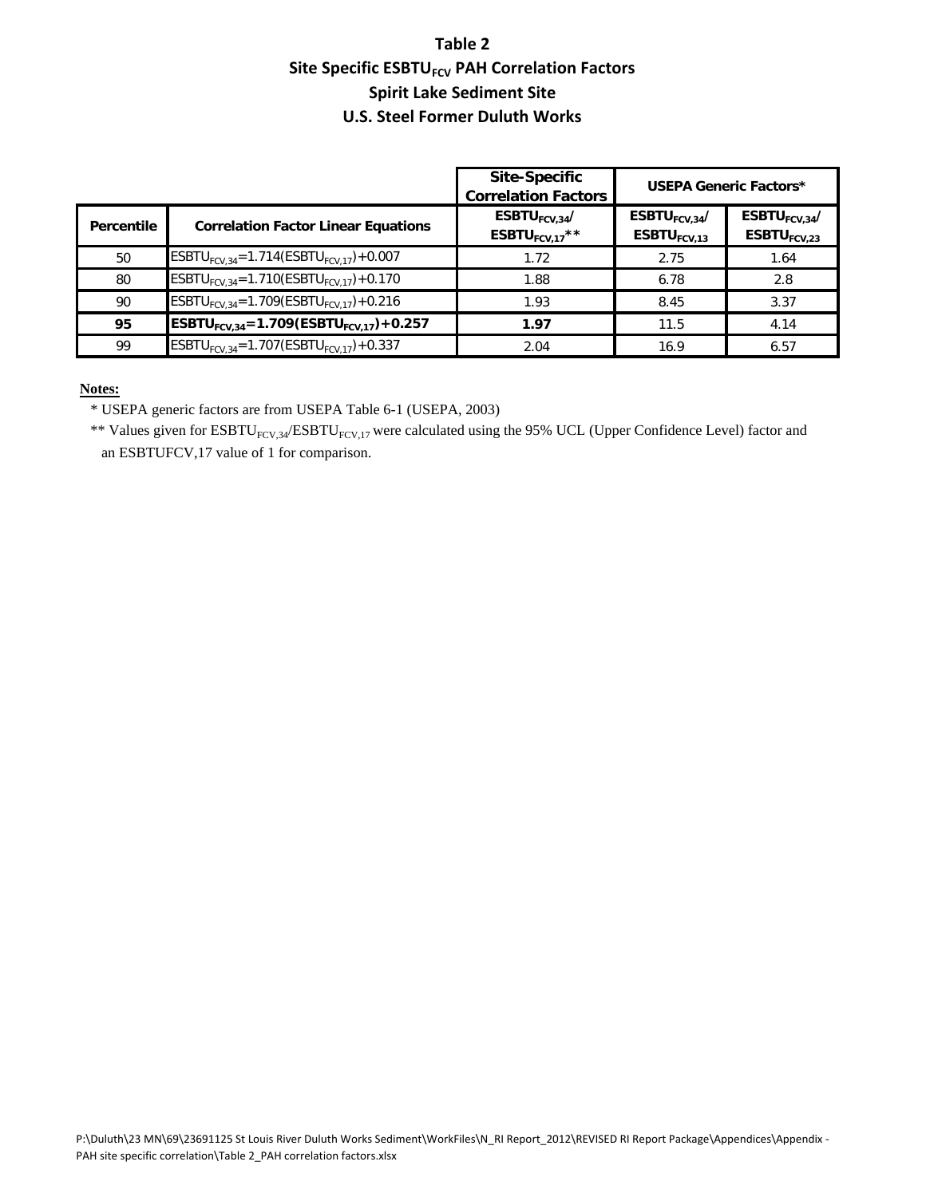# Table 2
## Site Specific $ESBTU_{FCV}$ PAH Correlation Factors
## Spirit Lake Sediment Site
## U.S. Steel Former Duluth Works

| | | Site-Specific Correlation Factors | USEPA Generic Factors* | |
|---|---|---|---|---|
| **Percentile** | **Correlation Factor Linear Equations** | $ESBTU_{FCV,34}/ESBTU_{FCV,17}$** | $ESBTU_{FCV,34}/ESBTU_{FCV,13}$ | $ESBTU_{FCV,34}/ESBTU_{FCV,23}$ |
| 50 | $ESBTU_{FCV,34}=1.714(ESBTU_{FCV,17})+0.007$ | 1.72 | 2.75 | 1.64 |
| 80 | $ESBTU_{FCV,34}=1.710(ESBTU_{FCV,17})+0.170$ | 1.88 | 6.78 | 2.8 |
| 90 | $ESBTU_{FCV,34}=1.709(ESBTU_{FCV,17})+0.216$ | 1.93 | 8.45 | 3.37 |
| **95** | **$ESBTU_{FCV,34}=1.709(ESBTU_{FCV,17})+0.257$** | **1.97** | 11.5 | 4.14 |
| 99 | $ESBTU_{FCV,34}=1.707(ESBTU_{FCV,17})+0.337$ | 2.04 | 16.9 | 6.57 |

**Notes:**

\* USEPA generic factors are from USEPA Table 6-1 (USEPA, 2003)

\** Values given for $ESBTU_{FCV,34}/ESBTU_{FCV,17}$ were calculated using the 95% UCL (Upper Confidence Level) factor and an ESBTUFCV,17 value of 1 for comparison.

P:\Duluth\23 MN\69\23691125 St Louis River Duluth Works Sediment\WorkFiles\N_RI Report_2012\REVISED RI Report Package\Appendices\Appendix - PAH site specific correlation\Table 2_PAH correlation factors.xlsx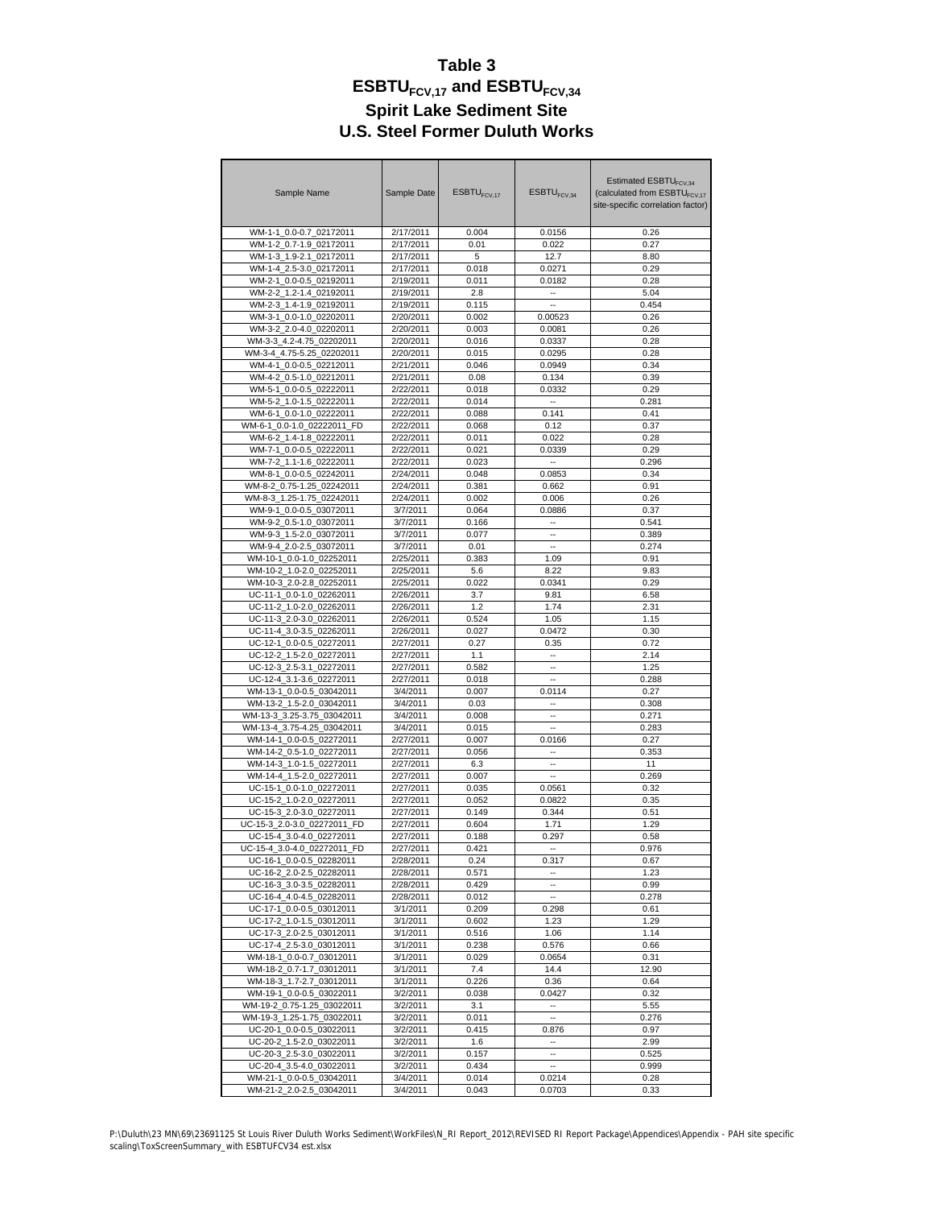# Table 3
## $ESBTU_{FCV,17}$ and $ESBTU_{FCV,34}$
## Spirit Lake Sediment Site
## U.S. Steel Former Duluth Works

| Sample Name | Sample Date | $ESBTU_{FCV,17}$ | $ESBTU_{FCV,34}$ | Estimated $ESBTU_{FCV,34}$ (calculated from $ESBTU_{FCV,17}$ site-specific correlation factor) |
|---|---|---|---|---|
| WM-1-1_0.0-0.7_02172011 | 2/17/2011 | 0.004 | 0.0156 | 0.26 |
| WM-1-2_0.7-1.9_02172011 | 2/17/2011 | 0.01 | 0.022 | 0.27 |
| WM-1-3_1.9-2.1_02172011 | 2/17/2011 | 5 | 12.7 | 8.80 |
| WM-1-4_2.5-3.0_02172011 | 2/17/2011 | 0.018 | 0.0271 | 0.29 |
| WM-2-1_0.0-0.5_02192011 | 2/19/2011 | 0.011 | 0.0182 | 0.28 |
| WM-2-2_1.2-1.4_02192011 | 2/19/2011 | 2.8 | -- | 5.04 |
| WM-2-3_1.4-1.9_02192011 | 2/19/2011 | 0.115 | -- | 0.454 |
| WM-3-1_0.0-1.0_02202011 | 2/20/2011 | 0.002 | 0.00523 | 0.26 |
| WM-3-2_2.0-4.0_02202011 | 2/20/2011 | 0.003 | 0.0081 | 0.26 |
| WM-3-3_4.2-4.75_02202011 | 2/20/2011 | 0.016 | 0.0337 | 0.28 |
| WM-3-4_4.75-5.25_02202011 | 2/20/2011 | 0.015 | 0.0295 | 0.28 |
| WM-4-1_0.0-0.5_02212011 | 2/21/2011 | 0.046 | 0.0949 | 0.34 |
| WM-4-2_0.5-1.0_02212011 | 2/21/2011 | 0.08 | 0.134 | 0.39 |
| WM-5-1_0.0-0.5_02222011 | 2/22/2011 | 0.018 | 0.0332 | 0.29 |
| WM-5-2_1.0-1.5_02222011 | 2/22/2011 | 0.014 | -- | 0.281 |
| WM-6-1_0.0-1.0_02222011 | 2/22/2011 | 0.088 | 0.141 | 0.41 |
| WM-6-1_0.0-1.0_02222011_FD | 2/22/2011 | 0.068 | 0.12 | 0.37 |
| WM-6-2_1.4-1.8_02222011 | 2/22/2011 | 0.011 | 0.022 | 0.28 |
| WM-7-1_0.0-0.5_02222011 | 2/22/2011 | 0.021 | 0.0339 | 0.29 |
| WM-7-2_1.1-1.6_02222011 | 2/22/2011 | 0.023 | -- | 0.296 |
| WM-8-1_0.0-0.5_02242011 | 2/24/2011 | 0.048 | 0.0853 | 0.34 |
| WM-8-2_0.75-1.25_02242011 | 2/24/2011 | 0.381 | 0.662 | 0.91 |
| WM-8-3_1.25-1.75_02242011 | 2/24/2011 | 0.002 | 0.006 | 0.26 |
| WM-9-1_0.0-0.5_03072011 | 3/7/2011 | 0.064 | 0.0886 | 0.37 |
| WM-9-2_0.5-1.0_03072011 | 3/7/2011 | 0.166 | -- | 0.541 |
| WM-9-3_1.5-2.0_03072011 | 3/7/2011 | 0.077 | -- | 0.389 |
| WM-9-4_2.0-2.5_03072011 | 3/7/2011 | 0.01 | -- | 0.274 |
| WM-10-1_0.0-1.0_02252011 | 2/25/2011 | 0.383 | 1.09 | 0.91 |
| WM-10-2_1.0-2.0_02252011 | 2/25/2011 | 5.6 | 8.22 | 9.83 |
| WM-10-3_2.0-2.8_02252011 | 2/25/2011 | 0.022 | 0.0341 | 0.29 |
| UC-11-1_0.0-1.0_02262011 | 2/26/2011 | 3.7 | 9.81 | 6.58 |
| UC-11-2_1.0-2.0_02262011 | 2/26/2011 | 1.2 | 1.74 | 2.31 |
| UC-11-3_2.0-3.0_02262011 | 2/26/2011 | 0.524 | 1.05 | 1.15 |
| UC-11-4_3.0-3.5_02262011 | 2/26/2011 | 0.027 | 0.0472 | 0.30 |
| UC-12-1_0.0-0.5_02272011 | 2/27/2011 | 0.27 | 0.35 | 0.72 |
| UC-12-2_1.5-2.0_02272011 | 2/27/2011 | 1.1 | -- | 2.14 |
| UC-12-3_2.5-3.1_02272011 | 2/27/2011 | 0.582 | -- | 1.25 |
| UC-12-4_3.1-3.6_02272011 | 2/27/2011 | 0.018 | -- | 0.288 |
| WM-13-1_0.0-0.5_03042011 | 3/4/2011 | 0.007 | 0.0114 | 0.27 |
| WM-13-2_1.5-2.0_03042011 | 3/4/2011 | 0.03 | -- | 0.308 |
| WM-13-3_3.25-3.75_03042011 | 3/4/2011 | 0.008 | -- | 0.271 |
| WM-13-4_3.75-4.25_03042011 | 3/4/2011 | 0.015 | -- | 0.283 |
| WM-14-1_0.0-0.5_02272011 | 2/27/2011 | 0.007 | 0.0166 | 0.27 |
| WM-14-2_0.5-1.0_02272011 | 2/27/2011 | 0.056 | -- | 0.353 |
| WM-14-3_1.0-1.5_02272011 | 2/27/2011 | 6.3 | -- | 11 |
| WM-14-4_1.5-2.0_02272011 | 2/27/2011 | 0.007 | -- | 0.269 |
| UC-15-1_0.0-1.0_02272011 | 2/27/2011 | 0.035 | 0.0561 | 0.32 |
| UC-15-2_1.0-2.0_02272011 | 2/27/2011 | 0.052 | 0.0822 | 0.35 |
| UC-15-3_2.0-3.0_02272011 | 2/27/2011 | 0.149 | 0.344 | 0.51 |
| UC-15-3_2.0-3.0_02272011_FD | 2/27/2011 | 0.604 | 1.71 | 1.29 |
| UC-15-4_3.0-4.0_02272011 | 2/27/2011 | 0.188 | 0.297 | 0.58 |
| UC-15-4_3.0-4.0_02272011_FD | 2/27/2011 | 0.421 | -- | 0.976 |
| UC-16-1_0.0-0.5_02282011 | 2/28/2011 | 0.24 | 0.317 | 0.67 |
| UC-16-2_2.0-2.5_02282011 | 2/28/2011 | 0.571 | -- | 1.23 |
| UC-16-3_3.0-3.5_02282011 | 2/28/2011 | 0.429 | -- | 0.99 |
| UC-16-4_4.0-4.5_02282011 | 2/28/2011 | 0.012 | -- | 0.278 |
| UC-17-1_0.0-0.5_03012011 | 3/1/2011 | 0.209 | 0.298 | 0.61 |
| UC-17-2_1.0-1.5_03012011 | 3/1/2011 | 0.602 | 1.23 | 1.29 |
| UC-17-3_2.0-2.5_03012011 | 3/1/2011 | 0.516 | 1.06 | 1.14 |
| UC-17-4_2.5-3.0_03012011 | 3/1/2011 | 0.238 | 0.576 | 0.66 |
| WM-18-1_0.0-0.7_03012011 | 3/1/2011 | 0.029 | 0.0654 | 0.31 |
| WM-18-2_0.7-1.7_03012011 | 3/1/2011 | 7.4 | 14.4 | 12.90 |
| WM-18-3_1.7-2.7_03012011 | 3/1/2011 | 0.226 | 0.36 | 0.64 |
| WM-19-1_0.0-0.5_03022011 | 3/2/2011 | 0.038 | 0.0427 | 0.32 |
| WM-19-2_0.75-1.25_03022011 | 3/2/2011 | 3.1 | -- | 5.55 |
| WM-19-3_1.25-1.75_03022011 | 3/2/2011 | 0.011 | -- | 0.276 |
| UC-20-1_0.0-0.5_03022011 | 3/2/2011 | 0.415 | 0.876 | 0.97 |
| UC-20-2_1.5-2.0_03022011 | 3/2/2011 | 1.6 | -- | 2.99 |
| UC-20-3_2.5-3.0_03022011 | 3/2/2011 | 0.157 | -- | 0.525 |
| UC-20-4_3.5-4.0_03022011 | 3/2/2011 | 0.434 | -- | 0.999 |
| WM-21-1_0.0-0.5_03042011 | 3/4/2011 | 0.014 | 0.0214 | 0.28 |
| WM-21-2_2.0-2.5_03042011 | 3/4/2011 | 0.043 | 0.0703 | 0.33 |

P:\Duluth\23 MN\69\23691125 St Louis River Duluth Works Sediment\WorkFiles\N_RI Report_2012\REVISED RI Report Package\Appendices\Appendix - PAH site specific scaling\ToxScreenSummary_with ESBTUFCV34 est.xlsx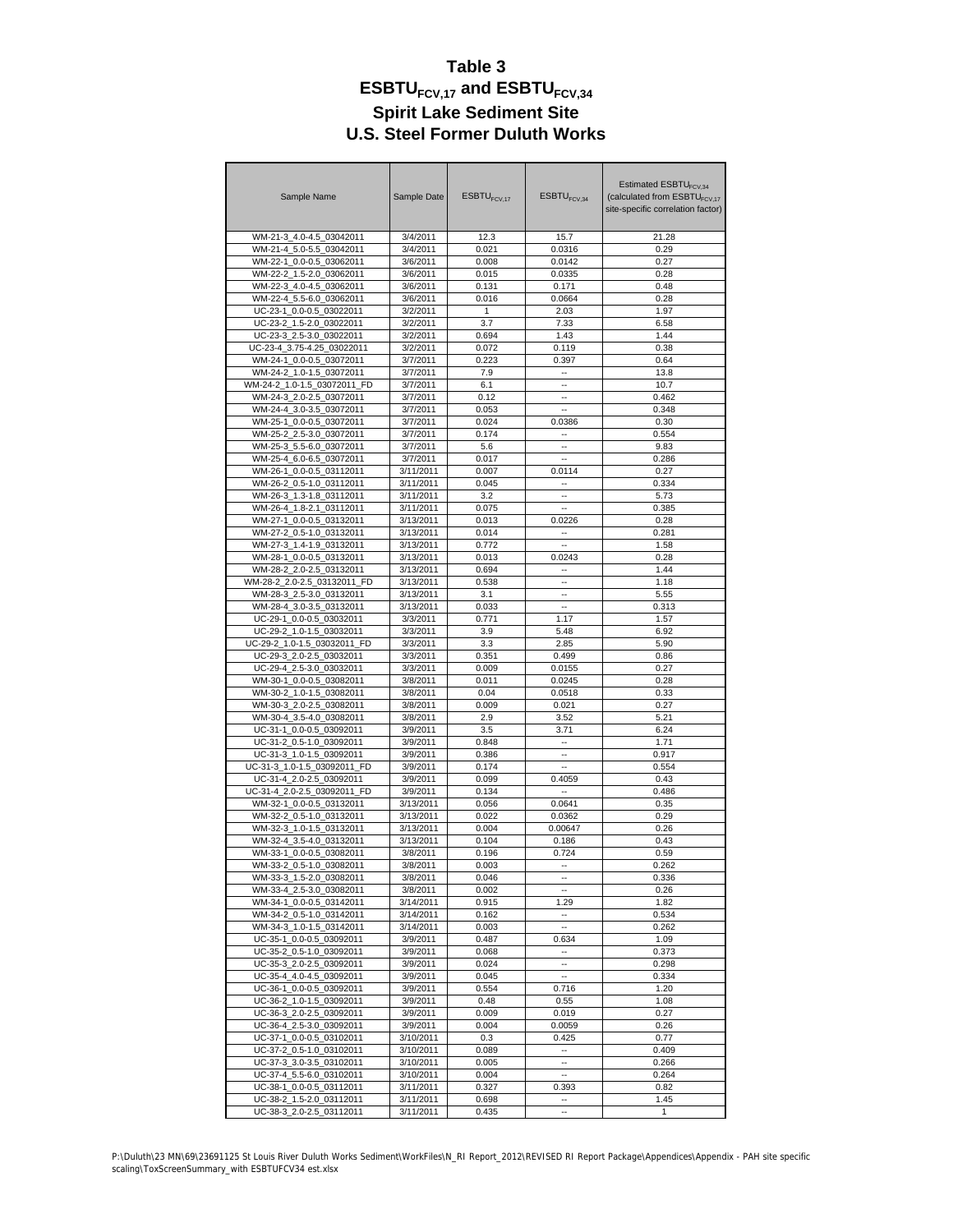# Table 3
## $ESBTU_{FCV,17}$ and $ESBTU_{FCV,34}$
## Spirit Lake Sediment Site
## U.S. Steel Former Duluth Works

| Sample Name | Sample Date | $ESBTU_{FCV,17}$ | $ESBTU_{FCV,34}$ | Estimated $ESBTU_{FCV,34}$ (calculated from $ESBTU_{FCV,17}$ site-specific correlation factor) |
|---|---|---|---|---|
| WM-21-3_4.0-4.5_03042011 | 3/4/2011 | 12.3 | 15.7 | 21.28 |
| WM-21-4_5.0-5.5_03042011 | 3/4/2011 | 0.021 | 0.0316 | 0.29 |
| WM-22-1_0.0-0.5_03062011 | 3/6/2011 | 0.008 | 0.0142 | 0.27 |
| WM-22-2_1.5-2.0_03062011 | 3/6/2011 | 0.015 | 0.0335 | 0.28 |
| WM-22-3_4.0-4.5_03062011 | 3/6/2011 | 0.131 | 0.171 | 0.48 |
| WM-22-4_5.5-6.0_03062011 | 3/6/2011 | 0.016 | 0.0664 | 0.28 |
| UC-23-1_0.0-0.5_03022011 | 3/2/2011 | 1 | 2.03 | 1.97 |
| UC-23-2_1.5-2.0_03022011 | 3/2/2011 | 3.7 | 7.33 | 6.58 |
| UC-23-3_2.5-3.0_03022011 | 3/2/2011 | 0.694 | 1.43 | 1.44 |
| UC-23-4_3.75-4.25_03022011 | 3/2/2011 | 0.072 | 0.119 | 0.38 |
| WM-24-1_0.0-0.5_03072011 | 3/7/2011 | 0.223 | 0.397 | 0.64 |
| WM-24-2_1.0-1.5_03072011 | 3/7/2011 | 7.9 | -- | 13.8 |
| WM-24-2_1.0-1.5_03072011_FD | 3/7/2011 | 6.1 | -- | 10.7 |
| WM-24-3_2.0-2.5_03072011 | 3/7/2011 | 0.12 | -- | 0.462 |
| WM-24-4_3.0-3.5_03072011 | 3/7/2011 | 0.053 | -- | 0.348 |
| WM-25-1_0.0-0.5_03072011 | 3/7/2011 | 0.024 | 0.0386 | 0.30 |
| WM-25-2_2.5-3.0_03072011 | 3/7/2011 | 0.174 | -- | 0.554 |
| WM-25-3_5.5-6.0_03072011 | 3/7/2011 | 5.6 | -- | 9.83 |
| WM-25-4_6.0-6.5_03072011 | 3/7/2011 | 0.017 | -- | 0.286 |
| WM-26-1_0.0-0.5_03112011 | 3/11/2011 | 0.007 | 0.0114 | 0.27 |
| WM-26-2_0.5-1.0_03112011 | 3/11/2011 | 0.045 | -- | 0.334 |
| WM-26-3_1.3-1.8_03112011 | 3/11/2011 | 3.2 | -- | 5.73 |
| WM-26-4_1.8-2.1_03112011 | 3/11/2011 | 0.075 | -- | 0.385 |
| WM-27-1_0.0-0.5_03132011 | 3/13/2011 | 0.013 | 0.0226 | 0.28 |
| WM-27-2_0.5-1.0_03132011 | 3/13/2011 | 0.014 | -- | 0.281 |
| WM-27-3_1.4-1.9_03132011 | 3/13/2011 | 0.772 | -- | 1.58 |
| WM-28-1_0.0-0.5_03132011 | 3/13/2011 | 0.013 | 0.0243 | 0.28 |
| WM-28-2_2.0-2.5_03132011 | 3/13/2011 | 0.694 | -- | 1.44 |
| WM-28-2_2.0-2.5_03132011_FD | 3/13/2011 | 0.538 | -- | 1.18 |
| WM-28-3_2.5-3.0_03132011 | 3/13/2011 | 3.1 | -- | 5.55 |
| WM-28-4_3.0-3.5_03132011 | 3/13/2011 | 0.033 | -- | 0.313 |
| UC-29-1_0.0-0.5_03032011 | 3/3/2011 | 0.771 | 1.17 | 1.57 |
| UC-29-2_1.0-1.5_03032011 | 3/3/2011 | 3.9 | 5.48 | 6.92 |
| UC-29-2_1.0-1.5_03032011_FD | 3/3/2011 | 3.3 | 2.85 | 5.90 |
| UC-29-3_2.0-2.5_03032011 | 3/3/2011 | 0.351 | 0.499 | 0.86 |
| UC-29-4_2.5-3.0_03032011 | 3/3/2011 | 0.009 | 0.0155 | 0.27 |
| WM-30-1_0.0-0.5_03082011 | 3/8/2011 | 0.011 | 0.0245 | 0.28 |
| WM-30-2_1.0-1.5_03082011 | 3/8/2011 | 0.04 | 0.0518 | 0.33 |
| WM-30-3_2.0-2.5_03082011 | 3/8/2011 | 0.009 | 0.021 | 0.27 |
| WM-30-4_3.5-4.0_03082011 | 3/8/2011 | 2.9 | 3.52 | 5.21 |
| UC-31-1_0.0-0.5_03092011 | 3/9/2011 | 3.5 | 3.71 | 6.24 |
| UC-31-2_0.5-1.0_03092011 | 3/9/2011 | 0.848 | -- | 1.71 |
| UC-31-3_1.0-1.5_03092011 | 3/9/2011 | 0.386 | -- | 0.917 |
| UC-31-3_1.0-1.5_03092011_FD | 3/9/2011 | 0.174 | -- | 0.554 |
| UC-31-4_2.0-2.5_03092011 | 3/9/2011 | 0.099 | 0.4059 | 0.43 |
| UC-31-4_2.0-2.5_03092011_FD | 3/9/2011 | 0.134 | -- | 0.486 |
| WM-32-1_0.0-0.5_03132011 | 3/13/2011 | 0.056 | 0.0641 | 0.35 |
| WM-32-2_0.5-1.0_03132011 | 3/13/2011 | 0.022 | 0.0362 | 0.29 |
| WM-32-3_1.0-1.5_03132011 | 3/13/2011 | 0.004 | 0.00647 | 0.26 |
| WM-32-4_3.5-4.0_03132011 | 3/13/2011 | 0.104 | 0.186 | 0.43 |
| WM-33-1_0.0-0.5_03082011 | 3/8/2011 | 0.196 | 0.724 | 0.59 |
| WM-33-2_0.5-1.0_03082011 | 3/8/2011 | 0.003 | -- | 0.262 |
| WM-33-3_1.5-2.0_03082011 | 3/8/2011 | 0.046 | -- | 0.336 |
| WM-33-4_2.5-3.0_03082011 | 3/8/2011 | 0.002 | -- | 0.26 |
| WM-34-1_0.0-0.5_03142011 | 3/14/2011 | 0.915 | 1.29 | 1.82 |
| WM-34-2_0.5-1.0_03142011 | 3/14/2011 | 0.162 | -- | 0.534 |
| WM-34-3_1.0-1.5_03142011 | 3/14/2011 | 0.003 | -- | 0.262 |
| UC-35-1_0.0-0.5_03092011 | 3/9/2011 | 0.487 | 0.634 | 1.09 |
| UC-35-2_0.5-1.0_03092011 | 3/9/2011 | 0.068 | -- | 0.373 |
| UC-35-3_2.0-2.5_03092011 | 3/9/2011 | 0.024 | -- | 0.298 |
| UC-35-4_4.0-4.5_03092011 | 3/9/2011 | 0.045 | -- | 0.334 |
| UC-36-1_0.0-0.5_03092011 | 3/9/2011 | 0.554 | 0.716 | 1.20 |
| UC-36-2_1.0-1.5_03092011 | 3/9/2011 | 0.48 | 0.55 | 1.08 |
| UC-36-3_2.0-2.5_03092011 | 3/9/2011 | 0.009 | 0.019 | 0.27 |
| UC-36-4_2.5-3.0_03092011 | 3/9/2011 | 0.004 | 0.0059 | 0.26 |
| UC-37-1_0.0-0.5_03102011 | 3/10/2011 | 0.3 | 0.425 | 0.77 |
| UC-37-2_0.5-1.0_03102011 | 3/10/2011 | 0.089 | -- | 0.409 |
| UC-37-3_3.0-3.5_03102011 | 3/10/2011 | 0.005 | -- | 0.266 |
| UC-37-4_5.5-6.0_03102011 | 3/10/2011 | 0.004 | -- | 0.264 |
| UC-38-1_0.0-0.5_03112011 | 3/11/2011 | 0.327 | 0.393 | 0.82 |
| UC-38-2_1.5-2.0_03112011 | 3/11/2011 | 0.698 | -- | 1.45 |
| UC-38-3_2.0-2.5_03112011 | 3/11/2011 | 0.435 | -- | 1 |

P:\Duluth\23 MN\69\23691125 St Louis River Duluth Works Sediment\WorkFiles\N_RI Report_2012\REVISED RI Report Package\Appendices\Appendix - PAH site specific scaling\ToxScreenSummary_with ESBTUFCV34 est.xlsx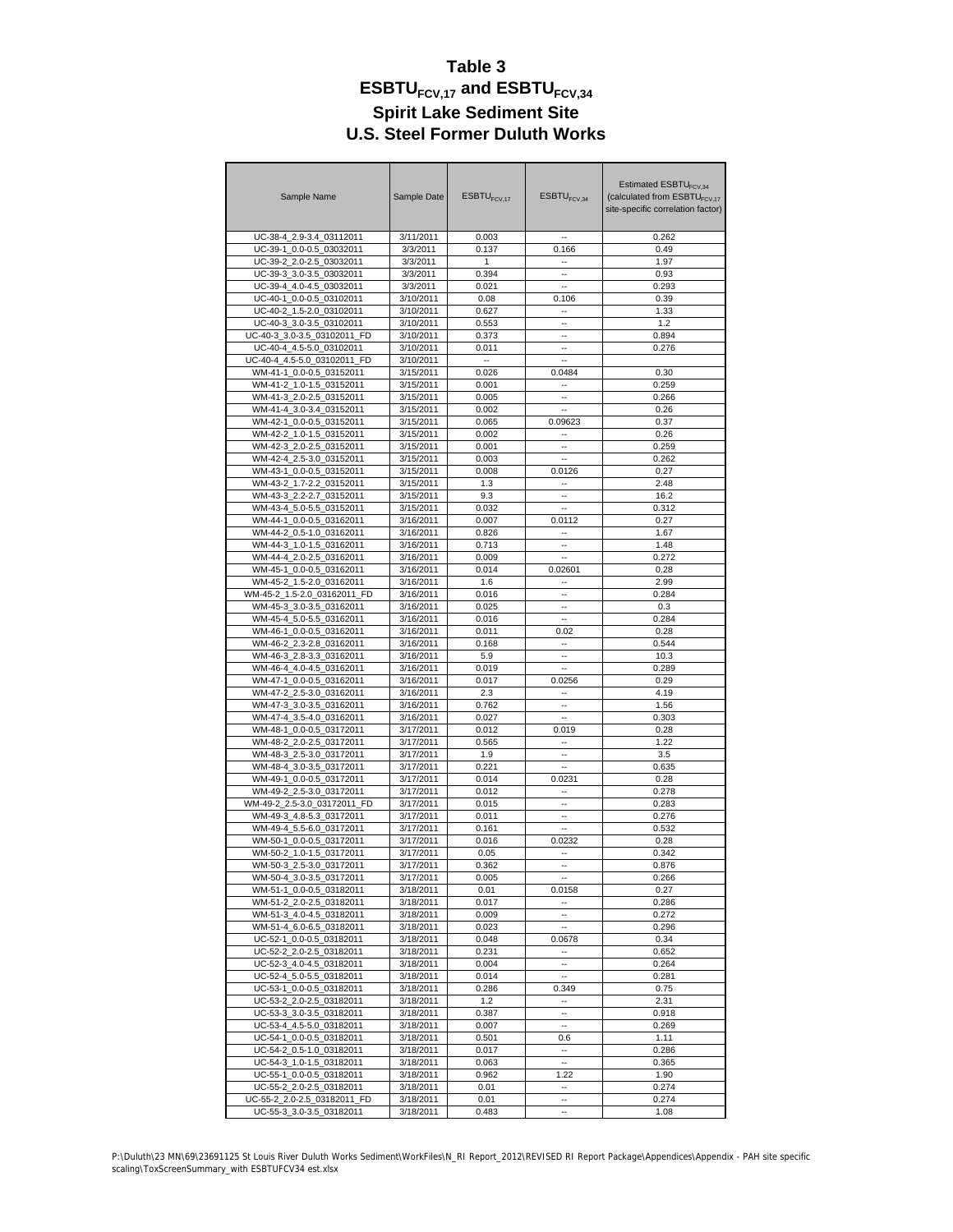# Table 3
# $ESBTU_{FCV,17}$ and $ESBTU_{FCV,34}$
# Spirit Lake Sediment Site
# U.S. Steel Former Duluth Works

| Sample Name | Sample Date | $ESBTU_{FCV,17}$ | $ESBTU_{FCV,34}$ | Estimated $ESBTU_{FCV,34}$ (calculated from $ESBTU_{FCV,17}$ site-specific correlation factor) |
|---|---|---|---|---|
| UC-38-4_2.9-3.4_03112011 | 3/11/2011 | 0.003 | -- | 0.262 |
| UC-39-1_0.0-0.5_03032011 | 3/3/2011 | 0.137 | 0.166 | 0.49 |
| UC-39-2_2.0-2.5_03032011 | 3/3/2011 | 1 | -- | 1.97 |
| UC-39-3_3.0-3.5_03032011 | 3/3/2011 | 0.394 | -- | 0.93 |
| UC-39-4_4.0-4.5_03032011 | 3/3/2011 | 0.021 | -- | 0.293 |
| UC-40-1_0.0-0.5_03102011 | 3/10/2011 | 0.08 | 0.106 | 0.39 |
| UC-40-2_1.5-2.0_03102011 | 3/10/2011 | 0.627 | -- | 1.33 |
| UC-40-3_3.0-3.5_03102011 | 3/10/2011 | 0.553 | -- | 1.2 |
| UC-40-3_3.0-3.5_03102011_FD | 3/10/2011 | 0.373 | -- | 0.894 |
| UC-40-4_4.5-5.0_03102011 | 3/10/2011 | 0.011 | -- | 0.276 |
| UC-40-4_4.5-5.0_03102011_FD | 3/10/2011 | -- | -- | |
| WM-41-1_0.0-0.5_03152011 | 3/15/2011 | 0.026 | 0.0484 | 0.30 |
| WM-41-2_1.0-1.5_03152011 | 3/15/2011 | 0.001 | -- | 0.259 |
| WM-41-3_2.0-2.5_03152011 | 3/15/2011 | 0.005 | -- | 0.266 |
| WM-41-4_3.0-3.4_03152011 | 3/15/2011 | 0.002 | -- | 0.26 |
| WM-42-1_0.0-0.5_03152011 | 3/15/2011 | 0.065 | 0.09623 | 0.37 |
| WM-42-2_1.0-1.5_03152011 | 3/15/2011 | 0.002 | -- | 0.26 |
| WM-42-3_2.0-2.5_03152011 | 3/15/2011 | 0.001 | -- | 0.259 |
| WM-42-4_2.5-3.0_03152011 | 3/15/2011 | 0.003 | -- | 0.262 |
| WM-43-1_0.0-0.5_03152011 | 3/15/2011 | 0.008 | 0.0126 | 0.27 |
| WM-43-2_1.7-2.2_03152011 | 3/15/2011 | 1.3 | -- | 2.48 |
| WM-43-3_2.2-2.7_03152011 | 3/15/2011 | 9.3 | -- | 16.2 |
| WM-43-4_5.0-5.5_03152011 | 3/15/2011 | 0.032 | -- | 0.312 |
| WM-44-1_0.0-0.5_03162011 | 3/16/2011 | 0.007 | 0.0112 | 0.27 |
| WM-44-2_0.5-1.0_03162011 | 3/16/2011 | 0.826 | -- | 1.67 |
| WM-44-3_1.0-1.5_03162011 | 3/16/2011 | 0.713 | -- | 1.48 |
| WM-44-4_2.0-2.5_03162011 | 3/16/2011 | 0.009 | -- | 0.272 |
| WM-45-1_0.0-0.5_03162011 | 3/16/2011 | 0.014 | 0.02601 | 0.28 |
| WM-45-2_1.5-2.0_03162011 | 3/16/2011 | 1.6 | -- | 2.99 |
| WM-45-2_1.5-2.0_03162011_FD | 3/16/2011 | 0.016 | -- | 0.284 |
| WM-45-3_3.0-3.5_03162011 | 3/16/2011 | 0.025 | -- | 0.3 |
| WM-45-4_5.0-5.5_03162011 | 3/16/2011 | 0.016 | -- | 0.284 |
| WM-46-1_0.0-0.5_03162011 | 3/16/2011 | 0.011 | 0.02 | 0.28 |
| WM-46-2_2.3-2.8_03162011 | 3/16/2011 | 0.168 | -- | 0.544 |
| WM-46-3_2.8-3.3_03162011 | 3/16/2011 | 5.9 | -- | 10.3 |
| WM-46-4_4.0-4.5_03162011 | 3/16/2011 | 0.019 | -- | 0.289 |
| WM-47-1_0.0-0.5_03162011 | 3/16/2011 | 0.017 | 0.0256 | 0.29 |
| WM-47-2_2.5-3.0_03162011 | 3/16/2011 | 2.3 | -- | 4.19 |
| WM-47-3_3.0-3.5_03162011 | 3/16/2011 | 0.762 | -- | 1.56 |
| WM-47-4_3.5-4.0_03162011 | 3/16/2011 | 0.027 | -- | 0.303 |
| WM-48-1_0.0-0.5_03172011 | 3/17/2011 | 0.012 | 0.019 | 0.28 |
| WM-48-2_2.0-2.5_03172011 | 3/17/2011 | 0.565 | -- | 1.22 |
| WM-48-3_2.5-3.0_03172011 | 3/17/2011 | 1.9 | -- | 3.5 |
| WM-48-4_3.0-3.5_03172011 | 3/17/2011 | 0.221 | -- | 0.635 |
| WM-49-1_0.0-0.5_03172011 | 3/17/2011 | 0.014 | 0.0231 | 0.28 |
| WM-49-2_2.5-3.0_03172011 | 3/17/2011 | 0.012 | -- | 0.278 |
| WM-49-2_2.5-3.0_03172011_FD | 3/17/2011 | 0.015 | -- | 0.283 |
| WM-49-3_4.8-5.3_03172011 | 3/17/2011 | 0.011 | -- | 0.276 |
| WM-49-4_5.5-6.0_03172011 | 3/17/2011 | 0.161 | -- | 0.532 |
| WM-50-1_0.0-0.5_03172011 | 3/17/2011 | 0.016 | 0.0232 | 0.28 |
| WM-50-2_1.0-1.5_03172011 | 3/17/2011 | 0.05 | -- | 0.342 |
| WM-50-3_2.5-3.0_03172011 | 3/17/2011 | 0.362 | -- | 0.876 |
| WM-50-4_3.0-3.5_03172011 | 3/17/2011 | 0.005 | -- | 0.266 |
| WM-51-1_0.0-0.5_03182011 | 3/18/2011 | 0.01 | 0.0158 | 0.27 |
| WM-51-2_2.0-2.5_03182011 | 3/18/2011 | 0.017 | -- | 0.286 |
| WM-51-3_4.0-4.5_03182011 | 3/18/2011 | 0.009 | -- | 0.272 |
| WM-51-4_6.0-6.5_03182011 | 3/18/2011 | 0.023 | -- | 0.296 |
| UC-52-1_0.0-0.5_03182011 | 3/18/2011 | 0.048 | 0.0678 | 0.34 |
| UC-52-2_2.0-2.5_03182011 | 3/18/2011 | 0.231 | -- | 0.652 |
| UC-52-3_4.0-4.5_03182011 | 3/18/2011 | 0.004 | -- | 0.264 |
| UC-52-4_5.0-5.5_03182011 | 3/18/2011 | 0.014 | -- | 0.281 |
| UC-53-1_0.0-0.5_03182011 | 3/18/2011 | 0.286 | 0.349 | 0.75 |
| UC-53-2_2.0-2.5_03182011 | 3/18/2011 | 1.2 | -- | 2.31 |
| UC-53-3_3.0-3.5_03182011 | 3/18/2011 | 0.387 | -- | 0.918 |
| UC-53-4_4.5-5.0_03182011 | 3/18/2011 | 0.007 | -- | 0.269 |
| UC-54-1_0.0-0.5_03182011 | 3/18/2011 | 0.501 | 0.6 | 1.11 |
| UC-54-2_0.5-1.0_03182011 | 3/18/2011 | 0.017 | -- | 0.286 |
| UC-54-3_1.0-1.5_03182011 | 3/18/2011 | 0.063 | -- | 0.365 |
| UC-55-1_0.0-0.5_03182011 | 3/18/2011 | 0.962 | 1.22 | 1.90 |
| UC-55-2_2.0-2.5_03182011 | 3/18/2011 | 0.01 | -- | 0.274 |
| UC-55-2_2.0-2.5_03182011_FD | 3/18/2011 | 0.01 | -- | 0.274 |
| UC-55-3_3.0-3.5_03182011 | 3/18/2011 | 0.483 | -- | 1.08 |

P:\Duluth\23 MN\69\23691125 St Louis River Duluth Works Sediment\WorkFiles\N_RI Report_2012\REVISED RI Report Package\Appendices\Appendix - PAH site specific scaling\ToxScreenSummary_with ESBTUFCV34 est.xlsx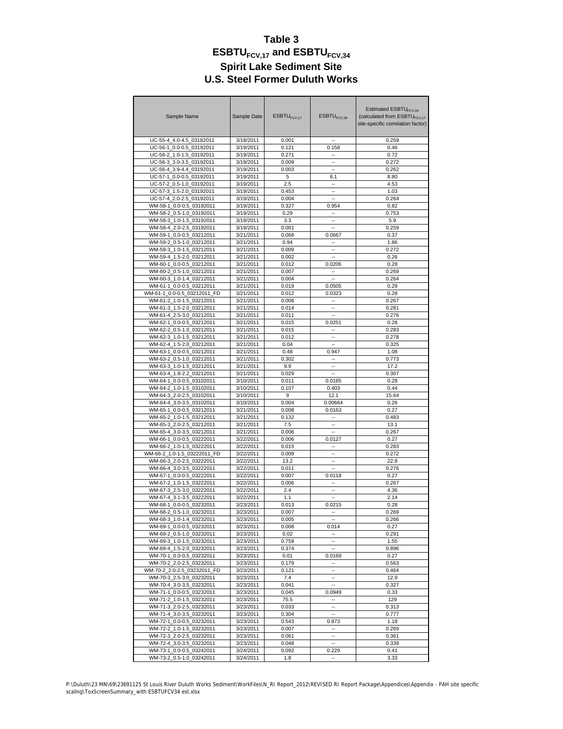# Table 3
## $ESBTU_{FCV,17}$ and $ESBTU_{FCV,34}$
## Spirit Lake Sediment Site
## U.S. Steel Former Duluth Works

| Sample Name | Sample Date | $ESBTU_{FCV,17}$ | $ESBTU_{FCV,34}$ | Estimated $ESBTU_{FCV,34}$ (calculated from $ESBTU_{FCV,17}$ site-specific correlation factor) |
|---|---|---|---|---|
| UC-55-4_4.0-4.5_03182011 | 3/18/2011 | 0.001 | -- | 0.259 |
| UC-56-1_0.0-0.5_03192011 | 3/19/2011 | 0.121 | 0.158 | 0.46 |
| UC-56-2_1.0-1.5_03192011 | 3/19/2011 | 0.271 | -- | 0.72 |
| UC-56-3_3.0-3.5_03192011 | 3/19/2011 | 0.009 | -- | 0.272 |
| UC-56-4_3.9-4.4_03192011 | 3/19/2011 | 0.003 | -- | 0.262 |
| UC-57-1_0.0-0.5_03192011 | 3/19/2011 | 5 | 6.1 | 8.80 |
| UC-57-2_0.5-1.0_03192011 | 3/19/2011 | 2.5 | -- | 4.53 |
| UC-57-3_1.5-2.0_03192011 | 3/19/2011 | 0.453 | -- | 1.03 |
| UC-57-4_2.0-2.5_03192011 | 3/19/2011 | 0.004 | -- | 0.264 |
| WM-58-1_0.0-0.5_03192011 | 3/19/2011 | 0.327 | 0.954 | 0.82 |
| WM-58-2_0.5-1.0_03192011 | 3/19/2011 | 0.29 | -- | 0.753 |
| WM-58-3_1.0-1.5_03192011 | 3/19/2011 | 3.3 | -- | 5.9 |
| WM-58-4_2.0-2.5_03192011 | 3/19/2011 | 0.001 | -- | 0.259 |
| WM-59-1_0.0-0.5_03212011 | 3/21/2011 | 0.068 | 0.0667 | 0.37 |
| WM-59-2_0.5-1.0_03212011 | 3/21/2011 | 0.94 | -- | 1.86 |
| WM-59-3_1.0-1.5_03212011 | 3/21/2011 | 0.009 | -- | 0.272 |
| WM-59-4_1.5-2.0_03212011 | 3/21/2011 | 0.002 | -- | 0.26 |
| WM-60-1_0.0-0.5_03212011 | 3/21/2011 | 0.012 | 0.0206 | 0.28 |
| WM-60-2_0.5-1.0_03212011 | 3/21/2011 | 0.007 | -- | 0.269 |
| WM-60-3_1.0-1.4_03212011 | 3/21/2011 | 0.004 | -- | 0.264 |
| WM-61-1_0.0-0.5_03212011 | 3/21/2011 | 0.019 | 0.0505 | 0.29 |
| WM-61-1_0.0-0.5_03212011_FD | 3/21/2011 | 0.012 | 0.0323 | 0.28 |
| WM-61-2_1.0-1.5_03212011 | 3/21/2011 | 0.006 | -- | 0.267 |
| WM-61-3_1.5-2.0_03212011 | 3/21/2011 | 0.014 | -- | 0.281 |
| WM-61-4_2.5-3.0_03212011 | 3/21/2011 | 0.011 | -- | 0.276 |
| WM-62-1_0.0-0.5_03212011 | 3/21/2011 | 0.015 | 0.0251 | 0.28 |
| WM-62-2_0.5-1.0_03212011 | 3/21/2011 | 0.015 | -- | 0.283 |
| WM-62-3_1.0-1.5_03212011 | 3/21/2011 | 0.012 | -- | 0.278 |
| WM-62-4_1.5-2.0_03212011 | 3/21/2011 | 0.04 | -- | 0.325 |
| WM-63-1_0.0-0.5_03212011 | 3/21/2011 | 0.48 | 0.947 | 1.08 |
| WM-63-2_0.5-1.0_03212011 | 3/21/2011 | 0.302 | -- | 0.773 |
| WM-63-3_1.0-1.5_03212011 | 3/21/2011 | 9.9 | -- | 17.2 |
| WM-63-4_1.8-2.2_03212011 | 3/21/2011 | 0.029 | -- | 0.307 |
| WM-64-1_0.0-0.5_03102011 | 3/10/2011 | 0.011 | 0.0185 | 0.28 |
| WM-64-2_1.0-1.5_03102011 | 3/10/2011 | 0.107 | 0.403 | 0.44 |
| WM-64-3_2.0-2.5_03102011 | 3/10/2011 | 9 | 12.1 | 15.64 |
| WM-64-4_3.0-3.5_03102011 | 3/10/2011 | 0.004 | 0.00664 | 0.26 |
| WM-65-1_0.0-0.5_03212011 | 3/21/2011 | 0.008 | 0.0163 | 0.27 |
| WM-65-2_1.0-1.5_03212011 | 3/21/2011 | 0.132 | -- | 0.483 |
| WM-65-3_2.0-2.5_03212011 | 3/21/2011 | 7.5 | -- | 13.1 |
| WM-65-4_3.0-3.5_03212011 | 3/21/2011 | 0.006 | -- | 0.267 |
| WM-66-1_0.0-0.5_03222011 | 3/22/2011 | 0.006 | 0.0127 | 0.27 |
| WM-66-2_1.0-1.5_03222011 | 3/22/2011 | 0.015 | -- | 0.283 |
| WM-66-2_1.0-1.5_03222011_FD | 3/22/2011 | 0.009 | -- | 0.272 |
| WM-66-3_2.0-2.5_03222011 | 3/22/2011 | 13.2 | -- | 22.8 |
| WM-66-4_3.0-3.5_03222011 | 3/22/2011 | 0.011 | -- | 0.276 |
| WM-67-1_0.0-0.5_03222011 | 3/22/2011 | 0.007 | 0.0118 | 0.27 |
| WM-67-2_1.0-1.5_03222011 | 3/22/2011 | 0.006 | -- | 0.267 |
| WM-67-3_2.5-3.0_03222011 | 3/22/2011 | 2.4 | -- | 4.36 |
| WM-67-4_3.1-3.5_03222011 | 3/22/2011 | 1.1 | -- | 2.14 |
| WM-68-1_0.0-0.5_03232011 | 3/23/2011 | 0.013 | 0.0215 | 0.28 |
| WM-68-2_0.5-1.0_03232011 | 3/23/2011 | 0.007 | -- | 0.269 |
| WM-68-3_1.0-1.4_03232011 | 3/23/2011 | 0.005 | -- | 0.266 |
| WM-69-1_0.0-0.5_03232011 | 3/23/2011 | 0.008 | 0.014 | 0.27 |
| WM-69-2_0.5-1.0_03232011 | 3/23/2011 | 0.02 | -- | 0.291 |
| WM-69-3_1.0-1.5_03232011 | 3/23/2011 | 0.759 | -- | 1.55 |
| WM-69-4_1.5-2.0_03232011 | 3/23/2011 | 0.374 | -- | 0.896 |
| WM-70-1_0.0-0.5_03232011 | 3/23/2011 | 0.01 | 0.0169 | 0.27 |
| WM-70-2_2.0-2.5_03232011 | 3/23/2011 | 0.179 | -- | 0.563 |
| WM-70-2_2.0-2.5_03232011_FD | 3/23/2011 | 0.121 | -- | 0.464 |
| WM-70-3_2.5-3.0_03232011 | 3/23/2011 | 7.4 | -- | 12.9 |
| WM-70-4_3.0-3.5_03232011 | 3/23/2011 | 0.041 | -- | 0.327 |
| WM-71-1_0.0-0.5_03232011 | 3/23/2011 | 0.045 | 0.0949 | 0.33 |
| WM-71-2_1.0-1.5_03232011 | 3/23/2011 | 75.5 | -- | 129 |
| WM-71-3_2.0-2.5_03232011 | 3/23/2011 | 0.033 | -- | 0.313 |
| WM-71-4_3.0-3.5_03232011 | 3/23/2011 | 0.304 | -- | 0.777 |
| WM-72-1_0.0-0.5_03232011 | 3/23/2011 | 0.543 | 0.873 | 1.18 |
| WM-72-2_1.0-1.5_03232011 | 3/23/2011 | 0.007 | -- | 0.269 |
| WM-72-3_2.0-2.5_03232011 | 3/23/2011 | 0.061 | -- | 0.361 |
| WM-72-4_3.0-3.5_03232011 | 3/23/2011 | 0.048 | -- | 0.339 |
| WM-73-1_0.0-0.5_03242011 | 3/24/2011 | 0.092 | 0.229 | 0.41 |
| WM-73-2_0.5-1.0_03242011 | 3/24/2011 | 1.8 | -- | 3.33 |

P:\Duluth\23 MN\69\23691125 St Louis River Duluth Works Sediment\WorkFiles\N_RI Report_2012\REVISED RI Report Package\Appendices\Appendix - PAH site specific scaling\ToxScreenSummary_with ESBTUFCV34 est.xlsx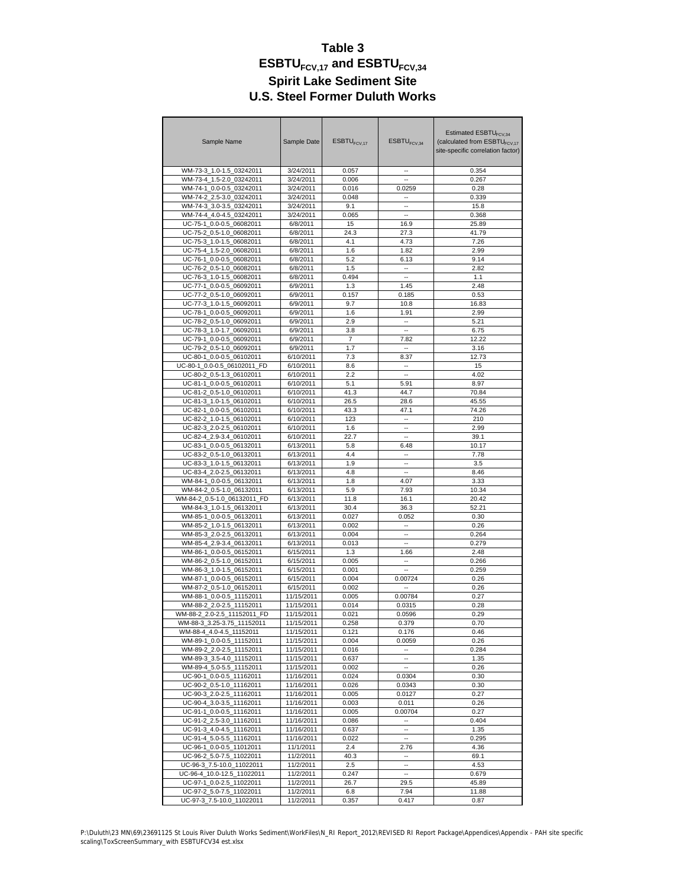# Table 3

## $ESBTU_{FCV,17}$ and $ESBTU_{FCV,34}$

## Spirit Lake Sediment Site

## U.S. Steel Former Duluth Works

| Sample Name | Sample Date | $ESBTU_{FCV,17}$ | $ESBTU_{FCV,34}$ | Estimated $ESBTU_{FCV,34}$ (calculated from $ESBTU_{FCV,17}$ site-specific correlation factor) |
|---|---|---|---|---|
| WM-73-3_1.0-1.5_03242011 | 3/24/2011 | 0.057 | -- | 0.354 |
| WM-73-4_1.5-2.0_03242011 | 3/24/2011 | 0.006 | -- | 0.267 |
| WM-74-1_0.0-0.5_03242011 | 3/24/2011 | 0.016 | 0.0259 | 0.28 |
| WM-74-2_2.5-3.0_03242011 | 3/24/2011 | 0.048 | -- | 0.339 |
| WM-74-3_3.0-3.5_03242011 | 3/24/2011 | 9.1 | -- | 15.8 |
| WM-74-4_4.0-4.5_03242011 | 3/24/2011 | 0.065 | -- | 0.368 |
| UC-75-1_0.0-0.5_06082011 | 6/8/2011 | 15 | 16.9 | 25.89 |
| UC-75-2_0.5-1.0_06082011 | 6/8/2011 | 24.3 | 27.3 | 41.79 |
| UC-75-3_1.0-1.5_06082011 | 6/8/2011 | 4.1 | 4.73 | 7.26 |
| UC-75-4_1.5-2.0_06082011 | 6/8/2011 | 1.6 | 1.82 | 2.99 |
| UC-76-1_0.0-0.5_06082011 | 6/8/2011 | 5.2 | 6.13 | 9.14 |
| UC-76-2_0.5-1.0_06082011 | 6/8/2011 | 1.5 | -- | 2.82 |
| UC-76-3_1.0-1.5_06082011 | 6/8/2011 | 0.494 | -- | 1.1 |
| UC-77-1_0.0-0.5_06092011 | 6/9/2011 | 1.3 | 1.45 | 2.48 |
| UC-77-2_0.5-1.0_06092011 | 6/9/2011 | 0.157 | 0.185 | 0.53 |
| UC-77-3_1.0-1.5_06092011 | 6/9/2011 | 9.7 | 10.8 | 16.83 |
| UC-78-1_0.0-0.5_06092011 | 6/9/2011 | 1.6 | 1.91 | 2.99 |
| UC-78-2_0.5-1.0_06092011 | 6/9/2011 | 2.9 | -- | 5.21 |
| UC-78-3_1.0-1.7_06092011 | 6/9/2011 | 3.8 | -- | 6.75 |
| UC-79-1_0.0-0.5_06092011 | 6/9/2011 | 7 | 7.82 | 12.22 |
| UC-79-2_0.5-1.0_06092011 | 6/9/2011 | 1.7 | -- | 3.16 |
| UC-80-1_0.0-0.5_06102011 | 6/10/2011 | 7.3 | 8.37 | 12.73 |
| UC-80-1_0.0-0.5_06102011_FD | 6/10/2011 | 8.6 | -- | 15 |
| UC-80-2_0.5-1.3_06102011 | 6/10/2011 | 2.2 | -- | 4.02 |
| UC-81-1_0.0-0.5_06102011 | 6/10/2011 | 5.1 | 5.91 | 8.97 |
| UC-81-2_0.5-1.0_06102011 | 6/10/2011 | 41.3 | 44.7 | 70.84 |
| UC-81-3_1.0-1.5_06102011 | 6/10/2011 | 26.5 | 28.6 | 45.55 |
| UC-82-1_0.0-0.5_06102011 | 6/10/2011 | 43.3 | 47.1 | 74.26 |
| UC-82-2_1.0-1.5_06102011 | 6/10/2011 | 123 | -- | 210 |
| UC-82-3_2.0-2.5_06102011 | 6/10/2011 | 1.6 | -- | 2.99 |
| UC-82-4_2.9-3.4_06102011 | 6/10/2011 | 22.7 | -- | 39.1 |
| UC-83-1_0.0-0.5_06132011 | 6/13/2011 | 5.8 | 6.48 | 10.17 |
| UC-83-2_0.5-1.0_06132011 | 6/13/2011 | 4.4 | -- | 7.78 |
| UC-83-3_1.0-1.5_06132011 | 6/13/2011 | 1.9 | -- | 3.5 |
| UC-83-4_2.0-2.5_06132011 | 6/13/2011 | 4.8 | -- | 8.46 |
| WM-84-1_0.0-0.5_06132011 | 6/13/2011 | 1.8 | 4.07 | 3.33 |
| WM-84-2_0.5-1.0_06132011 | 6/13/2011 | 5.9 | 7.93 | 10.34 |
| WM-84-2_0.5-1.0_06132011_FD | 6/13/2011 | 11.8 | 16.1 | 20.42 |
| WM-84-3_1.0-1.5_06132011 | 6/13/2011 | 30.4 | 36.3 | 52.21 |
| WM-85-1_0.0-0.5_06132011 | 6/13/2011 | 0.027 | 0.052 | 0.30 |
| WM-85-2_1.0-1.5_06132011 | 6/13/2011 | 0.002 | -- | 0.26 |
| WM-85-3_2.0-2.5_06132011 | 6/13/2011 | 0.004 | -- | 0.264 |
| WM-85-4_2.9-3.4_06132011 | 6/13/2011 | 0.013 | -- | 0.279 |
| WM-86-1_0.0-0.5_06152011 | 6/15/2011 | 1.3 | 1.66 | 2.48 |
| WM-86-2_0.5-1.0_06152011 | 6/15/2011 | 0.005 | -- | 0.266 |
| WM-86-3_1.0-1.5_06152011 | 6/15/2011 | 0.001 | -- | 0.259 |
| WM-87-1_0.0-0.5_06152011 | 6/15/2011 | 0.004 | 0.00724 | 0.26 |
| WM-87-2_0.5-1.0_06152011 | 6/15/2011 | 0.002 | -- | 0.26 |
| WM-88-1_0.0-0.5_11152011 | 11/15/2011 | 0.005 | 0.00784 | 0.27 |
| WM-88-2_2.0-2.5_11152011 | 11/15/2011 | 0.014 | 0.0315 | 0.28 |
| WM-88-2_2.0-2.5_11152011_FD | 11/15/2011 | 0.021 | 0.0596 | 0.29 |
| WM-88-3_3.25-3.75_11152011 | 11/15/2011 | 0.258 | 0.379 | 0.70 |
| WM-88-4_4.0-4.5_11152011 | 11/15/2011 | 0.121 | 0.176 | 0.46 |
| WM-89-1_0.0-0.5_11152011 | 11/15/2011 | 0.004 | 0.0059 | 0.26 |
| WM-89-2_2.0-2.5_11152011 | 11/15/2011 | 0.016 | -- | 0.284 |
| WM-89-3_3.5-4.0_11152011 | 11/15/2011 | 0.637 | -- | 1.35 |
| WM-89-4_5.0-5.5_11152011 | 11/15/2011 | 0.002 | -- | 0.26 |
| UC-90-1_0.0-0.5_11162011 | 11/16/2011 | 0.024 | 0.0304 | 0.30 |
| UC-90-2_0.5-1.0_11162011 | 11/16/2011 | 0.026 | 0.0343 | 0.30 |
| UC-90-3_2.0-2.5_11162011 | 11/16/2011 | 0.005 | 0.0127 | 0.27 |
| UC-90-4_3.0-3.5_11162011 | 11/16/2011 | 0.003 | 0.011 | 0.26 |
| UC-91-1_0.0-0.5_11162011 | 11/16/2011 | 0.005 | 0.00704 | 0.27 |
| UC-91-2_2.5-3.0_11162011 | 11/16/2011 | 0.086 | -- | 0.404 |
| UC-91-3_4.0-4.5_11162011 | 11/16/2011 | 0.637 | -- | 1.35 |
| UC-91-4_5.0-5.5_11162011 | 11/16/2011 | 0.022 | -- | 0.295 |
| UC-96-1_0.0-0.5_11012011 | 11/1/2011 | 2.4 | 2.76 | 4.36 |
| UC-96-2_5.0-7.5_11022011 | 11/2/2011 | 40.3 | -- | 69.1 |
| UC-96-3_7.5-10.0_11022011 | 11/2/2011 | 2.5 | -- | 4.53 |
| UC-96-4_10.0-12.5_11022011 | 11/2/2011 | 0.247 | -- | 0.679 |
| UC-97-1_0.0-2.5_11022011 | 11/2/2011 | 26.7 | 29.5 | 45.89 |
| UC-97-2_5.0-7.5_11022011 | 11/2/2011 | 6.8 | 7.94 | 11.88 |
| UC-97-3_7.5-10.0_11022011 | 11/2/2011 | 0.357 | 0.417 | 0.87 |

P:\Duluth\23 MN\69\23691125 St Louis River Duluth Works Sediment\WorkFiles\N_RI Report_2012\REVISED RI Report Package\Appendices\Appendix - PAH site specific scaling\ToxScreenSummary_with ESBTUFCV34 est.xlsx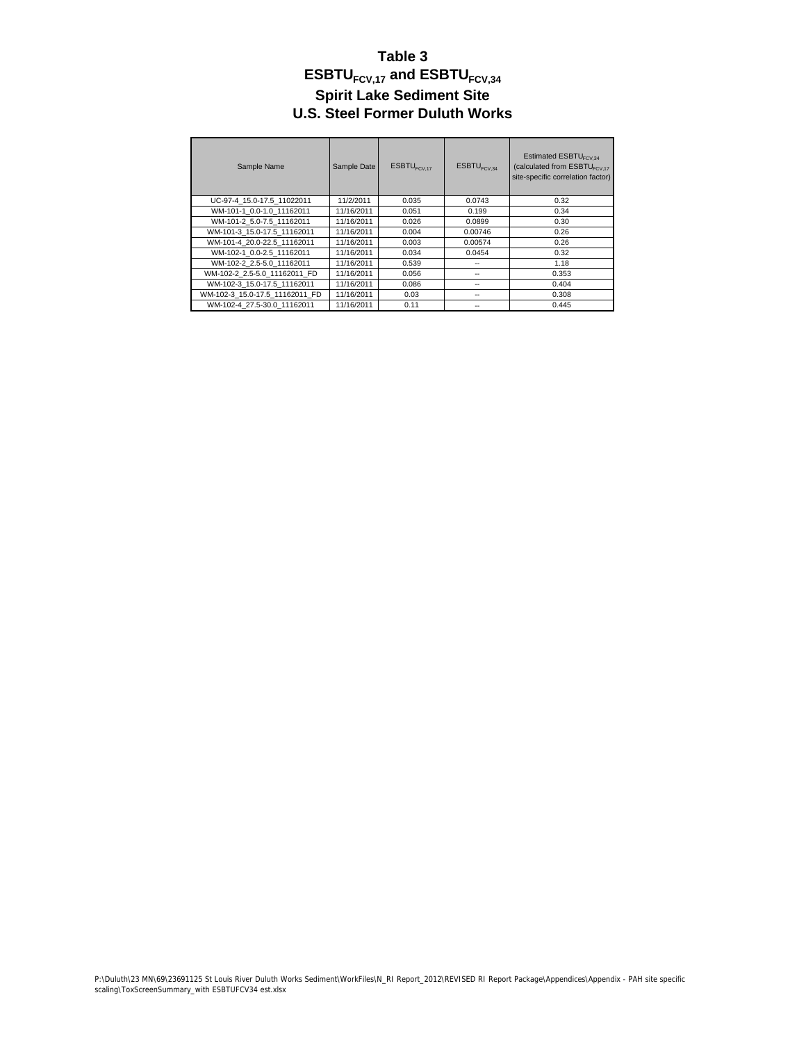# Table 3
# $ESBTU_{FCV,17}$ and $ESBTU_{FCV,34}$
# Spirit Lake Sediment Site
# U.S. Steel Former Duluth Works

| Sample Name | Sample Date | $ESBTU_{FCV,17}$ | $ESBTU_{FCV,34}$ | Estimated $ESBTU_{FCV,34}$ (calculated from $ESBTU_{FCV,17}$ site-specific correlation factor) |
|---|---|---|---|---|
| UC-97-4_15.0-17.5_11022011 | 11/2/2011 | 0.035 | 0.0743 | 0.32 |
| WM-101-1_0.0-1.0_11162011 | 11/16/2011 | 0.051 | 0.199 | 0.34 |
| WM-101-2_5.0-7.5_11162011 | 11/16/2011 | 0.026 | 0.0899 | 0.30 |
| WM-101-3_15.0-17.5_11162011 | 11/16/2011 | 0.004 | 0.00746 | 0.26 |
| WM-101-4_20.0-22.5_11162011 | 11/16/2011 | 0.003 | 0.00574 | 0.26 |
| WM-102-1_0.0-2.5_11162011 | 11/16/2011 | 0.034 | 0.0454 | 0.32 |
| WM-102-2_2.5-5.0_11162011 | 11/16/2011 | 0.539 | -- | 1.18 |
| WM-102-2_2.5-5.0_11162011_FD | 11/16/2011 | 0.056 | -- | 0.353 |
| WM-102-3_15.0-17.5_11162011 | 11/16/2011 | 0.086 | -- | 0.404 |
| WM-102-3_15.0-17.5_11162011_FD | 11/16/2011 | 0.03 | -- | 0.308 |
| WM-102-4_27.5-30.0_11162011 | 11/16/2011 | 0.11 | -- | 0.445 |

P:\Duluth\23 MN\69\23691125 St Louis River Duluth Works Sediment\WorkFiles\N_RI Report_2012\REVISED RI Report Package\Appendices\Appendix - PAH site specific scaling\ToxScreenSummary_with ESBTUFCV34 est.xlsx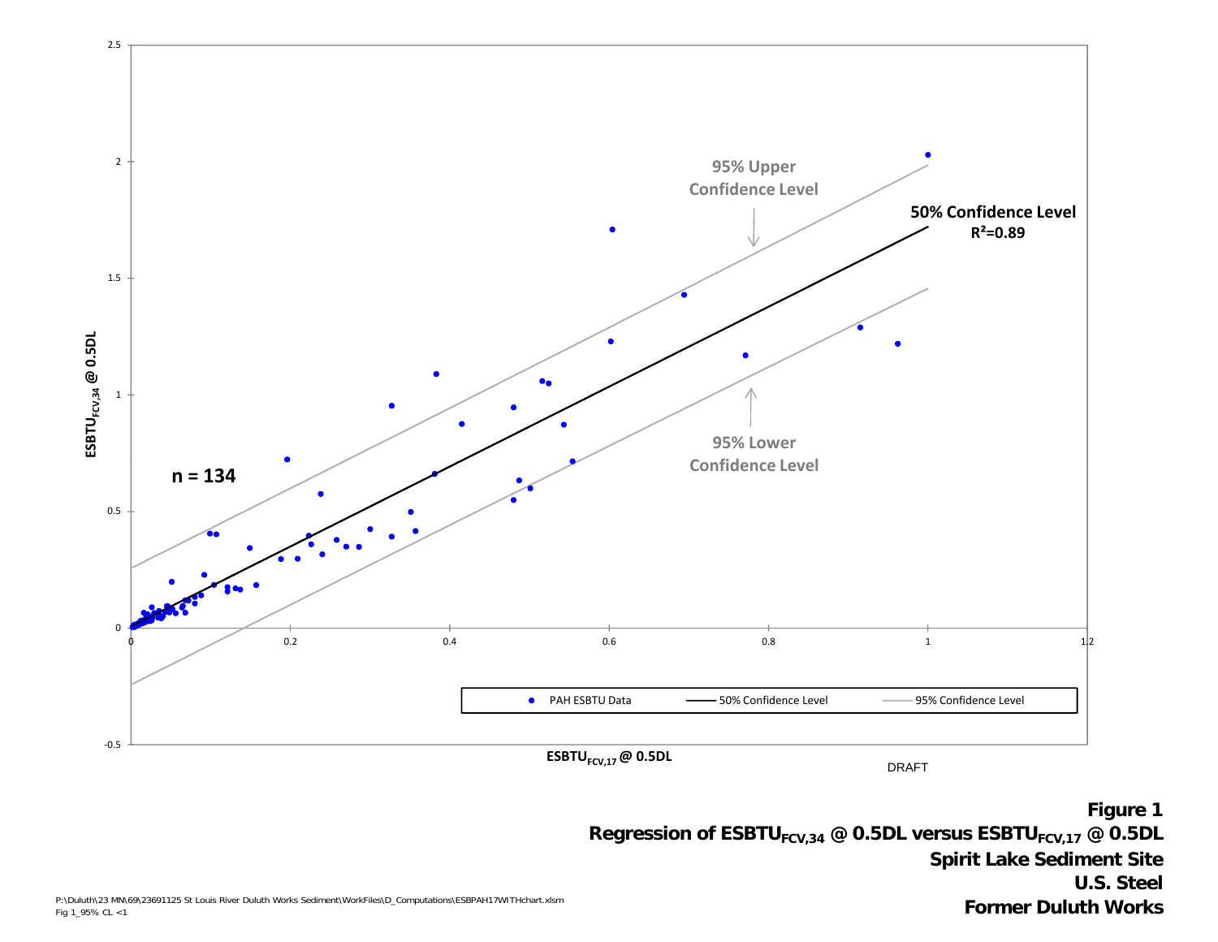95% Upper Confidence Level

50% Confidence Level
$R^2$=0.89

95% Lower Confidence Level

n = 134

$ESBTU_{FCV,34}$ @ 0.5DL

$ESBTU_{FCV,17}$ @ 0.5DL

PAH ESBTU Data | 50% Confidence Level | 95% Confidence Level

DRAFT

**Figure 1**
**Regression of $ESBTU_{FCV,34}$ @ 0.5DL versus $ESBTU_{FCV,17}$ @ 0.5DL**
**Spirit Lake Sediment Site**
**U.S. Steel**
**Former Duluth Works**

P:\Duluth\23 MN\69\23691125 St Louis River Duluth Works Sediment\WorkFiles\D_Computations\ESBPAH17WITHchart.xlsm
Fig 1_95% CL <1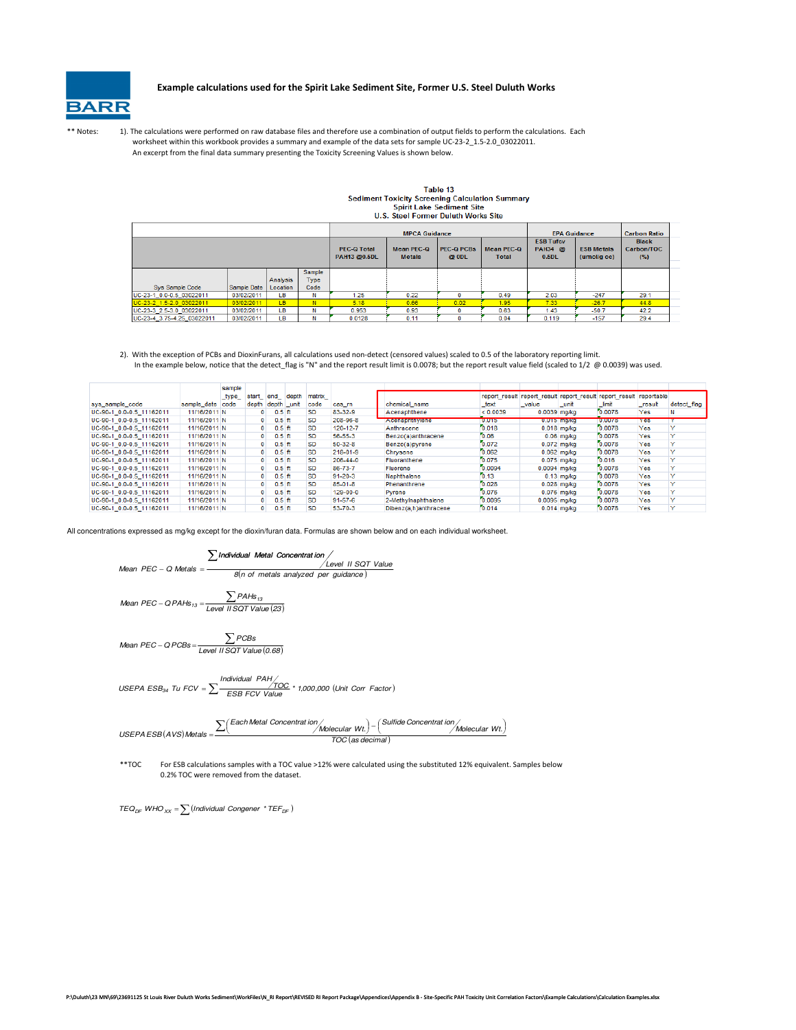BARR

**Example calculations used for the Spirit Lake Sediment Site, Former U.S. Steel Duluth Works**

** Notes: 1). The calculations were performed on raw database files and therefore use a combination of output fields to perform the calculations. Each worksheet within this workbook provides a summary and example of the data sets for sample UC-23-2_1.5-2.0_03022011.
An excerpt from the final data summary presenting the Toxicity Screening Values is shown below.

**Table 13**
**Sediment Toxicity Screening Calculation Summary**
**Spirit Lake Sediment Site**
**U.S. Steel Former Duluth Works Site**

| | | | | MPCA Guidance | | | | EPA Guidance | | Carbon Ratio |
|---|---|---|---|---|---|---|---|---|---|---|
| | | | | PEC-Q Total PAH13 @0.5DL | Mean PEC-Q Metals | PEC-Q PCBs @ 0DL | Mean PEC-Q Total | ESB Tufcv PAH34 @ 0.5DL | ESB Metals (umol/g oc) | Black Carbon/TOC (%) |
| Sys Sample Code | Sample Date | Analysis Location | Sample Type Code | | | | | | | |
| UC-23-1_0.0-0.5_03022011 | 03/02/2011 | LB | N | 1.25 | 0.22 | 0 | 0.49 | 2.03 | -247 | 29.1 |
| UC-23-2_1.5-2.0_03022011 | 03/02/2011 | LB | N | 5.18 | 0.66 | 0.02 | 1.95 | 7.33 | -26.7 | 44.8 |
| UC-23-3_2.5-3.0_03022011 | 03/02/2011 | LB | N | 0.953 | 0.93 | 0 | 0.63 | 1.43 | -50.7 | 42.2 |
| UC-23-4_3.75-4.25_03022011 | 03/02/2011 | LB | N | 0.0128 | 0.11 | 0 | 0.04 | 0.119 | -157 | 29.4 |

2). With the exception of PCBs and DioxinFurans, all calculations used non-detect (censored values) scaled to 0.5 of the laboratory reporting limit.
In the example below, notice that the detect_flag is "N" and the report result limit is 0.0078; but the report result value field (scaled to 1/2 @ 0.0039) was used.

| sys_sample_code | sample_date | sample_type_code | start_depth | end_depth | depth_unit | matrix_code | cas_rn | chemical_name | report_result_text | report_result_value | report_result_unit | report_result_limit | reportable_result | detect_flag |
|---|---|---|---|---|---|---|---|---|---|---|---|---|---|---|
| UC-90-1_0.0-0.5_11162011 | 11/16/2011 | N | 0 | 0.5 | ft | SD | 83-32-9 | Acenaphthene | < 0.0039 | 0.0039 | mg/kg | 0.0078 | Yes | N |
| UC-90-1_0.0-0.5_11162011 | 11/16/2011 | N | 0 | 0.5 | ft | SD | 208-96-8 | Acenaphthylene | 0.015 | 0.015 | mg/kg | 0.0078 | Yes | Y |
| UC-90-1_0.0-0.5_11162011 | 11/16/2011 | N | 0 | 0.5 | ft | SD | 120-12-7 | Anthracene | 0.018 | 0.018 | mg/kg | 0.0078 | Yes | Y |
| UC-90-1_0.0-0.5_11162011 | 11/16/2011 | N | 0 | 0.5 | ft | SD | 56-55-3 | Benzo(a)anthracene | 0.06 | 0.06 | mg/kg | 0.0078 | Yes | Y |
| UC-90-1_0.0-0.5_11162011 | 11/16/2011 | N | 0 | 0.5 | ft | SD | 50-32-8 | Benzo(a)pyrene | 0.072 | 0.072 | mg/kg | 0.0078 | Yes | Y |
| UC-90-1_0.0-0.5_11162011 | 11/16/2011 | N | 0 | 0.5 | ft | SD | 218-01-9 | Chrysene | 0.062 | 0.062 | mg/kg | 0.0078 | Yes | Y |
| UC-90-1_0.0-0.5_11162011 | 11/16/2011 | N | 0 | 0.5 | ft | SD | 206-44-0 | Fluoranthene | 0.075 | 0.075 | mg/kg | 0.016 | Yes | Y |
| UC-90-1_0.0-0.5_11162011 | 11/16/2011 | N | 0 | 0.5 | ft | SD | 86-73-7 | Fluorene | 0.0094 | 0.0094 | mg/kg | 0.0078 | Yes | Y |
| UC-90-1_0.0-0.5_11162011 | 11/16/2011 | N | 0 | 0.5 | ft | SD | 91-20-3 | Naphthalene | 0.13 | 0.13 | mg/kg | 0.0078 | Yes | Y |
| UC-90-1_0.0-0.5_11162011 | 11/16/2011 | N | 0 | 0.5 | ft | SD | 85-01-8 | Phenanthrene | 0.028 | 0.028 | mg/kg | 0.0078 | Yes | Y |
| UC-90-1_0.0-0.5_11162011 | 11/16/2011 | N | 0 | 0.5 | ft | SD | 129-00-0 | Pyrene | 0.076 | 0.076 | mg/kg | 0.0078 | Yes | Y |
| UC-90-1_0.0-0.5_11162011 | 11/16/2011 | N | 0 | 0.5 | ft | SD | 91-57-6 | 2-Methylnaphthalene | 0.0095 | 0.0095 | mg/kg | 0.0078 | Yes | Y |
| UC-90-1_0.0-0.5_11162011 | 11/16/2011 | N | 0 | 0.5 | ft | SD | 53-70-3 | Dibenz(a,h)anthracene | 0.014 | 0.014 | mg/kg | 0.0078 | Yes | Y |

All concentrations expressed as mg/kg except for the dioxin/furan data. Formulas are shown below and on each individual worksheet.

$$Mean\ PEC-Q\ Metals = \frac{\sum Individual\ Metal\ Concentration / Level\ II\ SQT\ Value}{8(n\ of\ metals\ analyzed\ per\ guidance)}$$

$$Mean\ PEC-Q\ PAHs_{13} = \frac{\sum PAHs_{13}}{Level\ II\ SQT\ Value\ (23)}$$

$$Mean\ PEC-Q\ PCBs = \frac{\sum PCBs}{Level\ II\ SQT\ Value\ (0.68)}$$

$$USEPA\ ESB_{34}\ Tu\ FCV = \sum \frac{Individual\ PAH / TOC}{ESB\ FCV\ Value} * 1{,}000{,}000\ (Unit\ Corr\ Factor)$$

$$USEPA\ ESB(AVS)\ Metals = \frac{\sum\left(Each\ Metal\ Concentration / Molecular\ Wt.\right) - \left(Sulfide\ Concentration / Molecular\ Wt.\right)}{TOC\ (as\ decimal)}$$

**TOC For ESB calculations samples with a TOC value >12% were calculated using the substituted 12% equivalent. Samples below 0.2% TOC were removed from the dataset.

$$TEQ_{DF}\ WHO_{XX} = \sum (Individual\ Congener * TEF_{DF})$$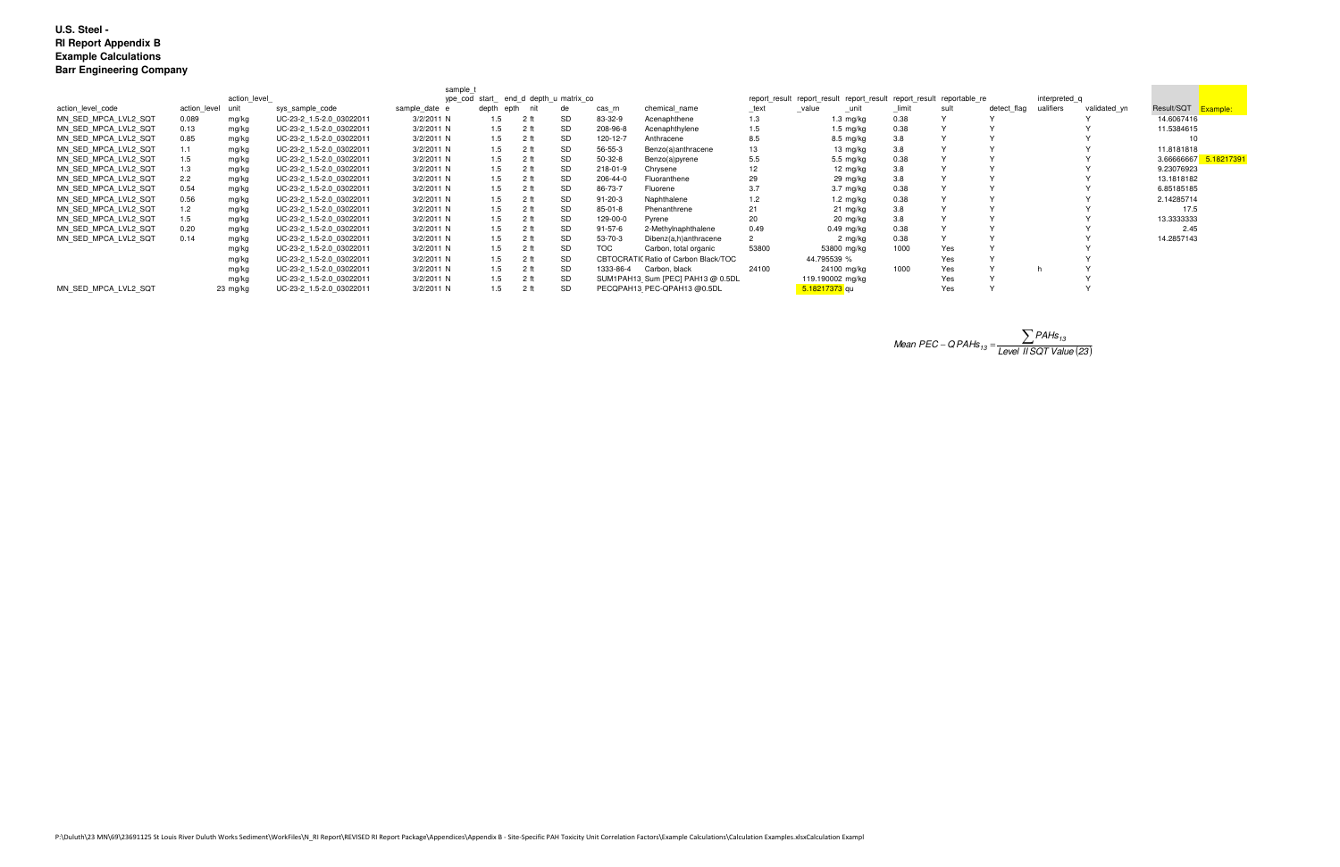**U.S. Steel -**
**RI Report Appendix B**
**Example Calculations**
**Barr Engineering Company**

| action_level_code | action_level | action_level_unit | sys_sample_code | sample_date | sample_type_code | start_depth | end_depth | depth_unit | matrix_code | cas_rn | chemical_name | report_result_text | report_result_value | report_result_unit | report_result_limit | reportable_result | detect_flag | interpreted_qualifiers | validated_yn | Result/SQT | Example: |
|---|---|---|---|---|---|---|---|---|---|---|---|---|---|---|---|---|---|---|---|---|---|
| MN_SED_MPCA_LVL2_SQT | 0.089 | mg/kg | UC-23-2_1.5-2.0_03022011 | 3/2/2011 | N | 1.5 | 2 | ft | SD | 83-32-9 | Acenaphthene | 1.3 | 1.3 | mg/kg | 0.38 | Y | Y | | Y | 14.6067416 | |
| MN_SED_MPCA_LVL2_SQT | 0.13 | mg/kg | UC-23-2_1.5-2.0_03022011 | 3/2/2011 | N | 1.5 | 2 | ft | SD | 208-96-8 | Acenaphthylene | 1.5 | 1.5 | mg/kg | 0.38 | Y | Y | | Y | 11.5384615 | |
| MN_SED_MPCA_LVL2_SQT | 0.85 | mg/kg | UC-23-2_1.5-2.0_03022011 | 3/2/2011 | N | 1.5 | 2 | ft | SD | 120-12-7 | Anthracene | 8.5 | 8.5 | mg/kg | 3.8 | Y | Y | | Y | 10 | |
| MN_SED_MPCA_LVL2_SQT | 1.1 | mg/kg | UC-23-2_1.5-2.0_03022011 | 3/2/2011 | N | 1.5 | 2 | ft | SD | 56-55-3 | Benzo(a)anthracene | 13 | 13 | mg/kg | 3.8 | Y | Y | | Y | 11.8181818 | |
| MN_SED_MPCA_LVL2_SQT | 1.5 | mg/kg | UC-23-2_1.5-2.0_03022011 | 3/2/2011 | N | 1.5 | 2 | ft | SD | 50-32-8 | Benzo(a)pyrene | 5.5 | 5.5 | mg/kg | 0.38 | Y | Y | | Y | 3.66666667 | 5.18217391 |
| MN_SED_MPCA_LVL2_SQT | 1.3 | mg/kg | UC-23-2_1.5-2.0_03022011 | 3/2/2011 | N | 1.5 | 2 | ft | SD | 218-01-9 | Chrysene | 12 | 12 | mg/kg | 3.8 | Y | Y | | Y | 9.23076923 | |
| MN_SED_MPCA_LVL2_SQT | 2.2 | mg/kg | UC-23-2_1.5-2.0_03022011 | 3/2/2011 | N | 1.5 | 2 | ft | SD | 206-44-0 | Fluoranthene | 29 | 29 | mg/kg | 3.8 | Y | Y | | Y | 13.1818182 | |
| MN_SED_MPCA_LVL2_SQT | 0.54 | mg/kg | UC-23-2_1.5-2.0_03022011 | 3/2/2011 | N | 1.5 | 2 | ft | SD | 86-73-7 | Fluorene | 3.7 | 3.7 | mg/kg | 0.38 | Y | Y | | Y | 6.85185185 | |
| MN_SED_MPCA_LVL2_SQT | 0.56 | mg/kg | UC-23-2_1.5-2.0_03022011 | 3/2/2011 | N | 1.5 | 2 | ft | SD | 91-20-3 | Naphthalene | 1.2 | 1.2 | mg/kg | 0.38 | Y | Y | | Y | 2.14285714 | |
| MN_SED_MPCA_LVL2_SQT | 1.2 | mg/kg | UC-23-2_1.5-2.0_03022011 | 3/2/2011 | N | 1.5 | 2 | ft | SD | 85-01-8 | Phenanthrene | 21 | 21 | mg/kg | 3.8 | Y | Y | | Y | 17.5 | |
| MN_SED_MPCA_LVL2_SQT | 1.5 | mg/kg | UC-23-2_1.5-2.0_03022011 | 3/2/2011 | N | 1.5 | 2 | ft | SD | 129-00-0 | Pyrene | 20 | 20 | mg/kg | 3.8 | Y | Y | | Y | 13.3333333 | |
| MN_SED_MPCA_LVL2_SQT | 0.20 | mg/kg | UC-23-2_1.5-2.0_03022011 | 3/2/2011 | N | 1.5 | 2 | ft | SD | 91-57-6 | 2-Methylnaphthalene | 0.49 | 0.49 | mg/kg | 0.38 | Y | Y | | Y | 2.45 | |
| MN_SED_MPCA_LVL2_SQT | 0.14 | mg/kg | UC-23-2_1.5-2.0_03022011 | 3/2/2011 | N | 1.5 | 2 | ft | SD | 53-70-3 | Dibenz(a,h)anthracene | 2 | 2 | mg/kg | 0.38 | Y | Y | | Y | 14.2857143 | |
| | | mg/kg | UC-23-2_1.5-2.0_03022011 | 3/2/2011 | N | 1.5 | 2 | ft | SD | TOC | Carbon, total organic | 53800 | 53800 | mg/kg | 1000 | Yes | Y | | Y | | |
| | | mg/kg | UC-23-2_1.5-2.0_03022011 | 3/2/2011 | N | 1.5 | 2 | ft | SD | CBTOCRATIO | Ratio of Carbon Black/TOC | | 44.795539 | % | | Yes | Y | | Y | | |
| | | mg/kg | UC-23-2_1.5-2.0_03022011 | 3/2/2011 | N | 1.5 | 2 | ft | SD | 1333-86-4 | Carbon, black | 24100 | 24100 | mg/kg | 1000 | Yes | Y | h | Y | | |
| | | mg/kg | UC-23-2_1.5-2.0_03022011 | 3/2/2011 | N | 1.5 | 2 | ft | SD | SUM1PAH13 | Sum [PEC] PAH13 @ 0.5DL | | 119.190002 | mg/kg | | Yes | Y | | Y | | |
| MN_SED_MPCA_LVL2_SQT | 23 | mg/kg | UC-23-2_1.5-2.0_03022011 | 3/2/2011 | N | 1.5 | 2 | ft | SD | PECQPAH13 | PEC-QPAH13 @0.5DL | | 5.18217373 | qu | | Yes | Y | | Y | | |

$$Mean\ PEC - QPAHs_{13} = \frac{\sum PAHs_{13}}{Level\ II\ SQT\ Value\ (23)}$$

P:\Duluth\23 MN\69\23691125 St Louis River Duluth Works Sediment\WorkFiles\N_RI Report\REVISED RI Report Package\Appendices\Appendix B - Site-Specific PAH Toxicity Unit Correlation Factors\Example Calculations\Calculation Examples.xlsxCalculation Exampl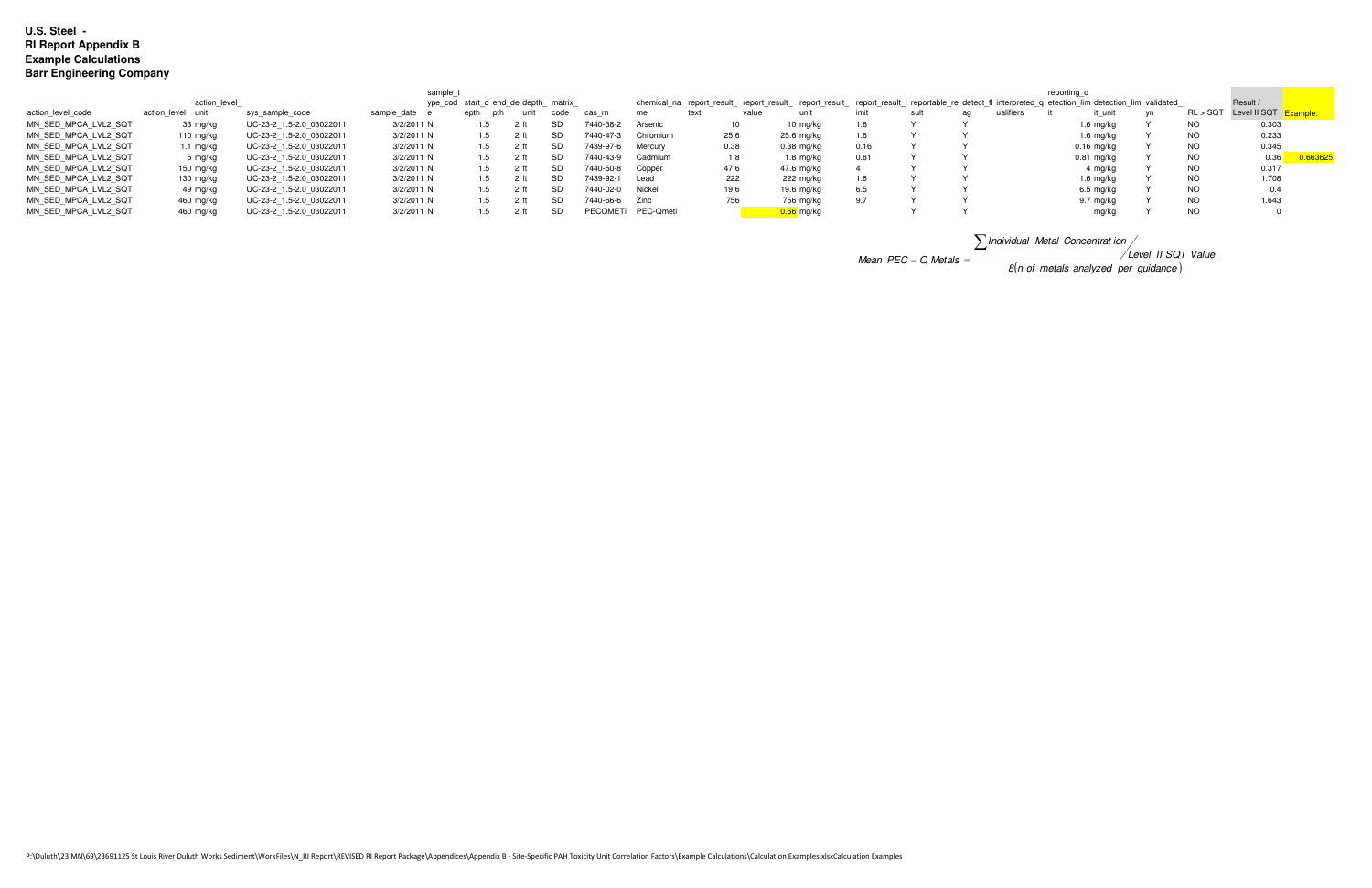**U.S. Steel -**
**RI Report Appendix B**
**Example Calculations**
**Barr Engineering Company**

| action_level_code | action_level | action_level_unit | sys_sample_code | sample_date | sample_type_code | start_depth | end_depth | depth_unit | matrix_code | cas_rn | chemical_name | report_result_text | report_result_value | report_result_unit | report_result_limit | reportable_result | detect_flag | interpreted_qualifiers | reporting_detection_limit | detection_limit_unit | validated_yn | RL > SQT | Result / Level II SQT | Example: |
|---|---|---|---|---|---|---|---|---|---|---|---|---|---|---|---|---|---|---|---|---|---|---|---|---|
| MN_SED_MPCA_LVL2_SQT | 33 | mg/kg | UC-23-2_1.5-2.0_03022011 | 3/2/2011 | N | 1.5 | 2 | ft | SD | 7440-38-2 | Arsenic | 10 | 10 | mg/kg | 1.6 | Y | Y | | | 1.6 mg/kg | Y | NO | 0.303 | |
| MN_SED_MPCA_LVL2_SQT | 110 | mg/kg | UC-23-2_1.5-2.0_03022011 | 3/2/2011 | N | 1.5 | 2 | ft | SD | 7440-47-3 | Chromium | 25.6 | 25.6 | mg/kg | 1.6 | Y | Y | | | 1.6 mg/kg | Y | NO | 0.233 | |
| MN_SED_MPCA_LVL2_SQT | 1.1 | mg/kg | UC-23-2_1.5-2.0_03022011 | 3/2/2011 | N | 1.5 | 2 | ft | SD | 7439-97-6 | Mercury | 0.38 | 0.38 | mg/kg | 0.16 | Y | Y | | | 0.16 mg/kg | Y | NO | 0.345 | |
| MN_SED_MPCA_LVL2_SQT | 5 | mg/kg | UC-23-2_1.5-2.0_03022011 | 3/2/2011 | N | 1.5 | 2 | ft | SD | 7440-43-9 | Cadmium | 1.8 | 1.8 | mg/kg | 0.81 | Y | Y | | | 0.81 mg/kg | Y | NO | 0.36 | 0.663625 |
| MN_SED_MPCA_LVL2_SQT | 150 | mg/kg | UC-23-2_1.5-2.0_03022011 | 3/2/2011 | N | 1.5 | 2 | ft | SD | 7440-50-8 | Copper | 47.6 | 47.6 | mg/kg | 4 | Y | Y | | | 4 mg/kg | Y | NO | 0.317 | |
| MN_SED_MPCA_LVL2_SQT | 130 | mg/kg | UC-23-2_1.5-2.0_03022011 | 3/2/2011 | N | 1.5 | 2 | ft | SD | 7439-92-1 | Lead | 222 | 222 | mg/kg | 1.6 | Y | Y | | | 1.6 mg/kg | Y | NO | 1.708 | |
| MN_SED_MPCA_LVL2_SQT | 49 | mg/kg | UC-23-2_1.5-2.0_03022011 | 3/2/2011 | N | 1.5 | 2 | ft | SD | 7440-02-0 | Nickel | 19.6 | 19.6 | mg/kg | 6.5 | Y | Y | | | 6.5 mg/kg | Y | NO | 0.4 | |
| MN_SED_MPCA_LVL2_SQT | 460 | mg/kg | UC-23-2_1.5-2.0_03022011 | 3/2/2011 | N | 1.5 | 2 | ft | SD | 7440-66-6 | Zinc | 756 | 756 | mg/kg | 9.7 | Y | Y | | | 9.7 mg/kg | Y | NO | 1.643 | |
| MN_SED_MPCA_LVL2_SQT | 460 | mg/kg | UC-23-2_1.5-2.0_03022011 | 3/2/2011 | N | 1.5 | 2 | ft | SD | PECQMETi | PEC-Qmeti | | 0.66 | mg/kg | | Y | Y | | | mg/kg | Y | NO | 0 | |

$$\text{Mean } PEC-Q \text{ Metals} = \frac{\sum \text{Individual Metal Concentration} / \text{Level II SQT Value}}{8(\text{n of metals analyzed per guidance})}$$

P:\Duluth\23 MN\69\23691125 St Louis River Duluth Works Sediment\WorkFiles\N_RI Report\REVISED RI Report Package\Appendices\Appendix B - Site-Specific PAH Toxicity Unit Correlation Factors\Example Calculations\Calculation Examples.xlsxCalculation Examples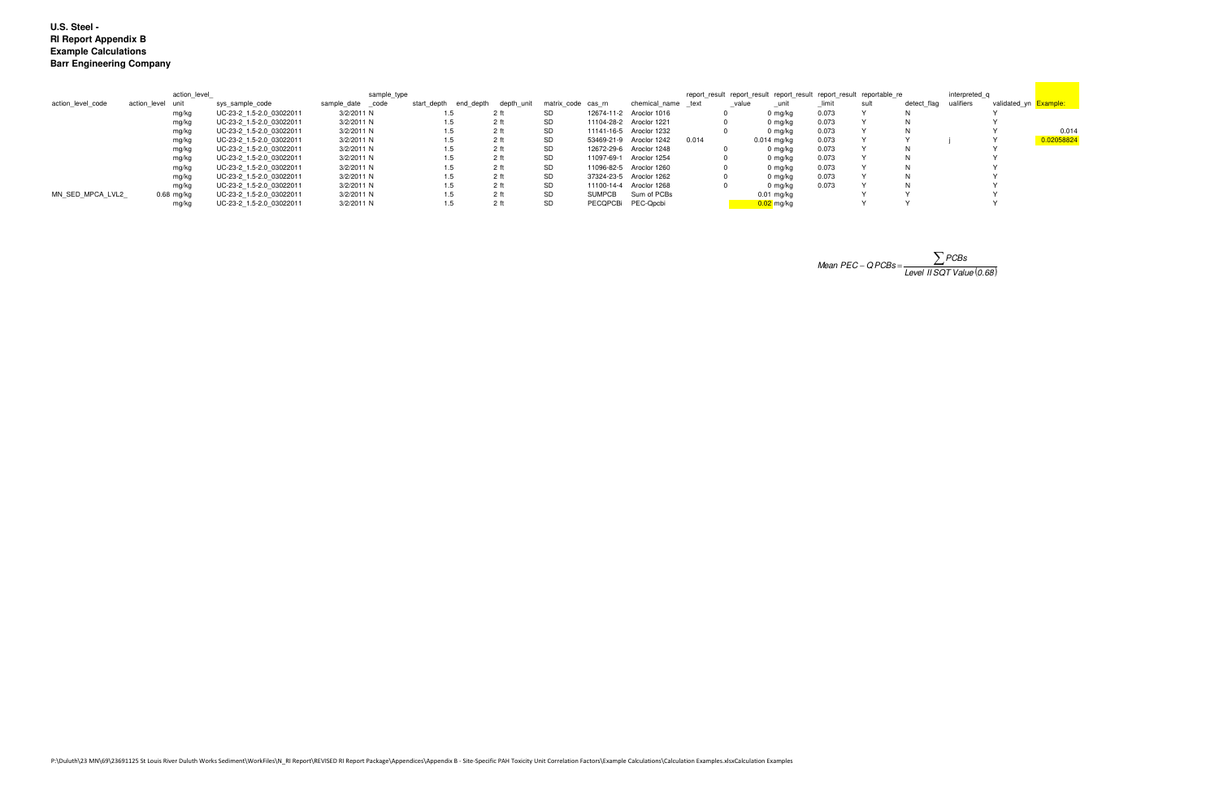**U.S. Steel -**
**RI Report Appendix B**
**Example Calculations**
**Barr Engineering Company**

| action_level_code | action_level | action_level_unit | sys_sample_code | sample_date | sample_type_code | start_depth | end_depth | depth_unit | matrix_code | cas_rn | chemical_name | report_result_text | report_result_value | report_result_unit | report_result_limit | reportable_result | detect_flag | interpreted_qualifiers | validated_yn | Example: |
|---|---|---|---|---|---|---|---|---|---|---|---|---|---|---|---|---|---|---|---|---|
| | | mg/kg | UC-23-2_1.5-2.0_03022011 | 3/2/2011 | N | 1.5 | 2 | ft | SD | 12674-11-2 | Aroclor 1016 | | 0 | 0 mg/kg | 0.073 | Y | N | | Y | |
| | | mg/kg | UC-23-2_1.5-2.0_03022011 | 3/2/2011 | N | 1.5 | 2 | ft | SD | 11104-28-2 | Aroclor 1221 | | 0 | 0 mg/kg | 0.073 | Y | N | | Y | |
| | | mg/kg | UC-23-2_1.5-2.0_03022011 | 3/2/2011 | N | 1.5 | 2 | ft | SD | 11141-16-5 | Aroclor 1232 | | 0 | 0 mg/kg | 0.073 | Y | N | | Y | 0.014 |
| | | mg/kg | UC-23-2_1.5-2.0_03022011 | 3/2/2011 | N | 1.5 | 2 | ft | SD | 53469-21-9 | Aroclor 1242 | 0.014 | | 0.014 mg/kg | 0.073 | Y | Y | j | Y | 0.02058824 |
| | | mg/kg | UC-23-2_1.5-2.0_03022011 | 3/2/2011 | N | 1.5 | 2 | ft | SD | 12672-29-6 | Aroclor 1248 | | 0 | 0 mg/kg | 0.073 | Y | N | | Y | |
| | | mg/kg | UC-23-2_1.5-2.0_03022011 | 3/2/2011 | N | 1.5 | 2 | ft | SD | 11097-69-1 | Aroclor 1254 | | 0 | 0 mg/kg | 0.073 | Y | N | | Y | |
| | | mg/kg | UC-23-2_1.5-2.0_03022011 | 3/2/2011 | N | 1.5 | 2 | ft | SD | 11096-82-5 | Aroclor 1260 | | 0 | 0 mg/kg | 0.073 | Y | N | | Y | |
| | | mg/kg | UC-23-2_1.5-2.0_03022011 | 3/2/2011 | N | 1.5 | 2 | ft | SD | 37324-23-5 | Aroclor 1262 | | 0 | 0 mg/kg | 0.073 | Y | N | | Y | |
| | | mg/kg | UC-23-2_1.5-2.0_03022011 | 3/2/2011 | N | 1.5 | 2 | ft | SD | 11100-14-4 | Aroclor 1268 | | 0 | 0 mg/kg | 0.073 | Y | N | | Y | |
| MN_SED_MPCA_LVL2_ | 0.68 | mg/kg | UC-23-2_1.5-2.0_03022011 | 3/2/2011 | N | 1.5 | 2 | ft | SD | SUMPCB | Sum of PCBs | | | 0.01 mg/kg | | Y | Y | | Y | |
| | | mg/kg | UC-23-2_1.5-2.0_03022011 | 3/2/2011 | N | 1.5 | 2 | ft | SD | PECQPCBi | PEC-Qpcbi | | | 0.02 mg/kg | | Y | Y | | Y | |

$$Mean\ PEC-Q\ PCBs = \frac{\sum PCBs}{Level\ II\ SQT\ Value\,(0.68)}$$

P:\Duluth\23 MN\69\23691125 St Louis River Duluth Works Sediment\WorkFiles\N_RI Report\REVISED RI Report Package\Appendices\Appendix B - Site-Specific PAH Toxicity Unit Correlation Factors\Example Calculations\Calculation Examples.xlsxCalculation Examples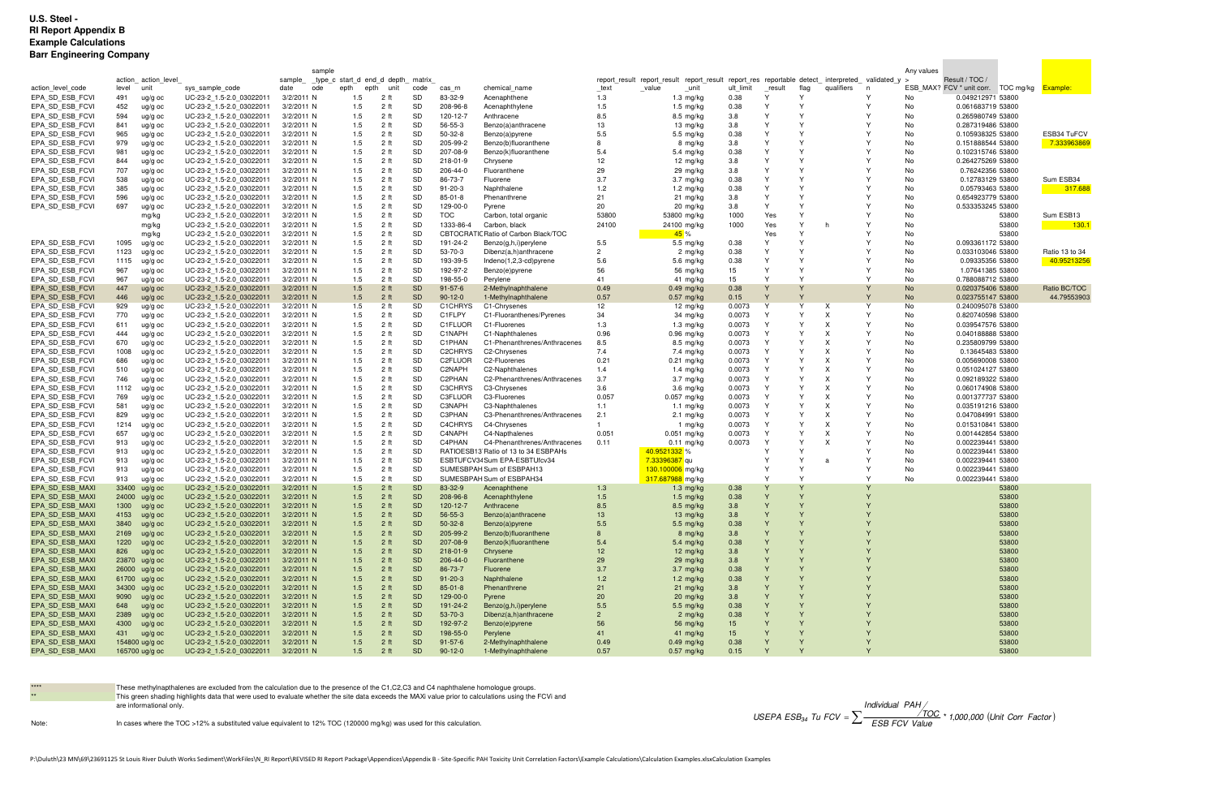**U.S. Steel -**
**RI Report Appendix B**
**Example Calculations**
**Barr Engineering Company**

| action_level_code | action_level | action_level_unit | sys_sample_code | sample_date | sample_type_code | start_depth | end_depth | depth_unit | matrix_code | cas_rn | chemical_name | report_result_text | report_result_value | report_result_unit | report_result_limit | reportable_result | detect_flag | interpreted_qualifiers | validated_yn | Any values > ESB_MAX? | Result / TOC / FCV * unit corr. | TOC mg/kg | Example: |
|---|---|---|---|---|---|---|---|---|---|---|---|---|---|---|---|---|---|---|---|---|---|---|---|
| EPA_SD_ESB_FCVI | 491 | ug/g oc | UC-23-2_1.5-2.0_03022011 | 3/2/2011 | N | 1.5 | 2 | ft | SD | 83-32-9 | Acenaphthene | 1.3 | 1.3 | mg/kg | 0.38 | Y | Y | | Y | No | 0.049212971 | 53800 | |
| EPA_SD_ESB_FCVI | 452 | ug/g oc | UC-23-2_1.5-2.0_03022011 | 3/2/2011 | N | 1.5 | 2 | ft | SD | 208-96-8 | Acenaphthylene | 1.5 | 1.5 | mg/kg | 0.38 | Y | Y | | Y | No | 0.061683719 | 53800 | |
| EPA_SD_ESB_FCVI | 594 | ug/g oc | UC-23-2_1.5-2.0_03022011 | 3/2/2011 | N | 1.5 | 2 | ft | SD | 120-12-7 | Anthracene | 8.5 | 8.5 | mg/kg | 3.8 | Y | Y | | Y | No | 0.265980749 | 53800 | |
| EPA_SD_ESB_FCVI | 841 | ug/g oc | UC-23-2_1.5-2.0_03022011 | 3/2/2011 | N | 1.5 | 2 | ft | SD | 56-55-3 | Benzo(a)anthracene | 13 | 13 | mg/kg | 3.8 | Y | Y | | Y | No | 0.287319486 | 53800 | |
| EPA_SD_ESB_FCVI | 965 | ug/g oc | UC-23-2_1.5-2.0_03022011 | 3/2/2011 | N | 1.5 | 2 | ft | SD | 50-32-8 | Benzo(a)pyrene | 5.5 | 5.5 | mg/kg | 0.38 | Y | Y | | Y | No | 0.105938325 | 53800 | ESB34 TuFCV |
| EPA_SD_ESB_FCVI | 979 | ug/g oc | UC-23-2_1.5-2.0_03022011 | 3/2/2011 | N | 1.5 | 2 | ft | SD | 205-99-2 | Benzo(b)fluoranthene | 8 | 8 | mg/kg | 3.8 | Y | Y | | Y | No | 0.151888544 | 53800 | 7.333963869 |
| EPA_SD_ESB_FCVI | 981 | ug/g oc | UC-23-2_1.5-2.0_03022011 | 3/2/2011 | N | 1.5 | 2 | ft | SD | 207-08-9 | Benzo(k)fluoranthene | 5.4 | 5.4 | mg/kg | 0.38 | Y | Y | | Y | No | 0.102315746 | 53800 | |
| EPA_SD_ESB_FCVI | 844 | ug/g oc | UC-23-2_1.5-2.0_03022011 | 3/2/2011 | N | 1.5 | 2 | ft | SD | 218-01-9 | Chrysene | 12 | 12 | mg/kg | 3.8 | Y | Y | | Y | No | 0.264275269 | 53800 | |
| EPA_SD_ESB_FCVI | 707 | ug/g oc | UC-23-2_1.5-2.0_03022011 | 3/2/2011 | N | 1.5 | 2 | ft | SD | 206-44-0 | Fluoranthene | 29 | 29 | mg/kg | 3.8 | Y | Y | | Y | No | 0.76242356 | 53800 | |
| EPA_SD_ESB_FCVI | 538 | ug/g oc | UC-23-2_1.5-2.0_03022011 | 3/2/2011 | N | 1.5 | 2 | ft | SD | 86-73-7 | Fluorene | 3.7 | 3.7 | mg/kg | 0.38 | Y | Y | | Y | No | 0.12783129 | 53800 | Sum ESB34 |
| EPA_SD_ESB_FCVI | 385 | ug/g oc | UC-23-2_1.5-2.0_03022011 | 3/2/2011 | N | 1.5 | 2 | ft | SD | 91-20-3 | Naphthalene | 1.2 | 1.2 | mg/kg | 0.38 | Y | Y | | Y | No | 0.05793463 | 53800 | 317.688 |
| EPA_SD_ESB_FCVI | 596 | ug/g oc | UC-23-2_1.5-2.0_03022011 | 3/2/2011 | N | 1.5 | 2 | ft | SD | 85-01-8 | Phenanthrene | 21 | 21 | mg/kg | 3.8 | Y | Y | | Y | No | 0.654923779 | 53800 | |
| EPA_SD_ESB_FCVI | 697 | ug/g oc | UC-23-2_1.5-2.0_03022011 | 3/2/2011 | N | 1.5 | 2 | ft | SD | 129-00-0 | Pyrene | 20 | 20 | mg/kg | 3.8 | Y | Y | | Y | No | 0.533353245 | 53800 | |
| | | mg/kg | UC-23-2_1.5-2.0_03022011 | 3/2/2011 | N | 1.5 | 2 | ft | SD | TOC | Carbon, total organic | 53800 | 53800 | mg/kg | 1000 | Yes | Y | | Y | No | | 53800 | Sum ESB13 |
| | | mg/kg | UC-23-2_1.5-2.0_03022011 | 3/2/2011 | N | 1.5 | 2 | ft | SD | 1333-86-4 | Carbon, black | 24100 | 24100 | mg/kg | 1000 | Yes | Y | h | Y | No | | 53800 | 130.1 |
| | | mg/kg | UC-23-2_1.5-2.0_03022011 | 3/2/2011 | N | 1.5 | 2 | ft | SD | CBTOCRATIO | Ratio of Carbon Black/TOC | | 45 | % | | Yes | Y | | Y | No | | 53800 | |
| EPA_SD_ESB_FCVI | 1095 | ug/g oc | UC-23-2_1.5-2.0_03022011 | 3/2/2011 | N | 1.5 | 2 | ft | SD | 191-24-2 | Benzo(g,h,i)perylene | 5.5 | 5.5 | mg/kg | 0.38 | Y | Y | | Y | No | 0.093361172 | 53800 | |
| EPA_SD_ESB_FCVI | 1123 | ug/g oc | UC-23-2_1.5-2.0_03022011 | 3/2/2011 | N | 1.5 | 2 | ft | SD | 53-70-3 | Dibenz(a,h)anthracene | 2 | 2 | mg/kg | 0.38 | Y | Y | | Y | No | 0.033103046 | 53800 | Ratio 13 to 34 |
| EPA_SD_ESB_FCVI | 1115 | ug/g oc | UC-23-2_1.5-2.0_03022011 | 3/2/2011 | N | 1.5 | 2 | ft | SD | 193-39-5 | Indeno(1,2,3-cd)pyrene | 5.6 | 5.6 | mg/kg | 0.38 | Y | Y | | Y | No | 0.09335356 | 53800 | 40.95213256 |
| EPA_SD_ESB_FCVI | 967 | ug/g oc | UC-23-2_1.5-2.0_03022011 | 3/2/2011 | N | 1.5 | 2 | ft | SD | 192-97-2 | Benzo(e)pyrene | 56 | 56 | mg/kg | 15 | Y | Y | | Y | No | 1.07641385 | 53800 | |
| EPA_SD_ESB_FCVI | 967 | ug/g oc | UC-23-2_1.5-2.0_03022011 | 3/2/2011 | N | 1.5 | 2 | ft | SD | 198-55-0 | Perylene | 41 | 41 | mg/kg | 15 | Y | Y | | Y | No | 0.788088712 | 53800 | |
| EPA_SD_ESB_FCVI | 447 | ug/g oc | UC-23-2_1.5-2.0_03022011 | 3/2/2011 | N | 1.5 | 2 | ft | SD | 91-57-6 | 2-Methylnaphthalene | 0.49 | 0.49 | mg/kg | 0.38 | Y | Y | | Y | No | 0.020375406 | 53800 | Ratio BC/TOC |
| EPA_SD_ESB_FCVI | 446 | ug/g oc | UC-23-2_1.5-2.0_03022011 | 3/2/2011 | N | 1.5 | 2 | ft | SD | 90-12-0 | 1-Methylnaphthalene | 0.57 | 0.57 | mg/kg | 0.15 | Y | Y | | Y | No | 0.023755147 | 53800 | 44.79553903 |
| EPA_SD_ESB_FCVI | 929 | ug/g oc | UC-23-2_1.5-2.0_03022011 | 3/2/2011 | N | 1.5 | 2 | ft | SD | C1CHRYS | C1-Chrysenes | 12 | 12 | mg/kg | 0.0073 | Y | Y | X | Y | No | 0.240095078 | 53800 | |
| EPA_SD_ESB_FCVI | 770 | ug/g oc | UC-23-2_1.5-2.0_03022011 | 3/2/2011 | N | 1.5 | 2 | ft | SD | C1FLPY | C1-Fluoranthenes/Pyrenes | 34 | 34 | mg/kg | 0.0073 | Y | Y | X | Y | No | 0.820740598 | 53800 | |
| EPA_SD_ESB_FCVI | 611 | ug/g oc | UC-23-2_1.5-2.0_03022011 | 3/2/2011 | N | 1.5 | 2 | ft | SD | C1FLUOR | C1-Fluorenes | 1.3 | 1.3 | mg/kg | 0.0073 | Y | Y | X | Y | No | 0.039547576 | 53800 | |
| EPA_SD_ESB_FCVI | 444 | ug/g oc | UC-23-2_1.5-2.0_03022011 | 3/2/2011 | N | 1.5 | 2 | ft | SD | C1NAPH | C1-Naphthalenes | 0.96 | 0.96 | mg/kg | 0.0073 | Y | Y | X | Y | No | 0.040188888 | 53800 | |
| EPA_SD_ESB_FCVI | 670 | ug/g oc | UC-23-2_1.5-2.0_03022011 | 3/2/2011 | N | 1.5 | 2 | ft | SD | C1PHAN | C1-Phenanthrenes/Anthracenes | 8.5 | 8.5 | mg/kg | 0.0073 | Y | Y | X | Y | No | 0.235809799 | 53800 | |
| EPA_SD_ESB_FCVI | 1008 | ug/g oc | UC-23-2_1.5-2.0_03022011 | 3/2/2011 | N | 1.5 | 2 | ft | SD | C2CHRYS | C2-Chrysenes | 7.4 | 7.4 | mg/kg | 0.0073 | Y | Y | X | Y | No | 0.13645483 | 53800 | |
| EPA_SD_ESB_FCVI | 686 | ug/g oc | UC-23-2_1.5-2.0_03022011 | 3/2/2011 | N | 1.5 | 2 | ft | SD | C2FLUOR | C2-Fluorenes | 0.21 | 0.21 | mg/kg | 0.0073 | Y | Y | X | Y | No | 0.005690008 | 53800 | |
| EPA_SD_ESB_FCVI | 510 | ug/g oc | UC-23-2_1.5-2.0_03022011 | 3/2/2011 | N | 1.5 | 2 | ft | SD | C2NAPH | C2-Naphthalenes | 1.4 | 1.4 | mg/kg | 0.0073 | Y | Y | X | Y | No | 0.051024127 | 53800 | |
| EPA_SD_ESB_FCVI | 746 | ug/g oc | UC-23-2_1.5-2.0_03022011 | 3/2/2011 | N | 1.5 | 2 | ft | SD | C2PHAN | C2-Phenanthrenes/Anthracenes | 3.7 | 3.7 | mg/kg | 0.0073 | Y | Y | X | Y | No | 0.092189322 | 53800 | |
| EPA_SD_ESB_FCVI | 1112 | ug/g oc | UC-23-2_1.5-2.0_03022011 | 3/2/2011 | N | 1.5 | 2 | ft | SD | C3CHRYS | C3-Chrysenes | 3.6 | 3.6 | mg/kg | 0.0073 | Y | Y | X | Y | No | 0.060174908 | 53800 | |
| EPA_SD_ESB_FCVI | 769 | ug/g oc | UC-23-2_1.5-2.0_03022011 | 3/2/2011 | N | 1.5 | 2 | ft | SD | C3FLUOR | C3-Fluorenes | 0.057 | 0.057 | mg/kg | 0.0073 | Y | Y | X | Y | No | 0.001377737 | 53800 | |
| EPA_SD_ESB_FCVI | 581 | ug/g oc | UC-23-2_1.5-2.0_03022011 | 3/2/2011 | N | 1.5 | 2 | ft | SD | C3NAPH | C3-Naphthalenes | 1.1 | 1.1 | mg/kg | 0.0073 | Y | Y | X | Y | No | 0.035191216 | 53800 | |
| EPA_SD_ESB_FCVI | 829 | ug/g oc | UC-23-2_1.5-2.0_03022011 | 3/2/2011 | N | 1.5 | 2 | ft | SD | C3PHAN | C3-Phenanthrenes/Anthracenes | 2.1 | 2.1 | mg/kg | 0.0073 | Y | Y | X | Y | No | 0.047084991 | 53800 | |
| EPA_SD_ESB_FCVI | 1214 | ug/g oc | UC-23-2_1.5-2.0_03022011 | 3/2/2011 | N | 1.5 | 2 | ft | SD | C4CHRYS | C4-Chrysenes | 1 | 1 | mg/kg | 0.0073 | Y | Y | X | Y | No | 0.015310841 | 53800 | |
| EPA_SD_ESB_FCVI | 657 | ug/g oc | UC-23-2_1.5-2.0_03022011 | 3/2/2011 | N | 1.5 | 2 | ft | SD | C4NAPH | C4-Napthalenes | 0.051 | 0.051 | mg/kg | 0.0073 | Y | Y | X | Y | No | 0.001442854 | 53800 | |
| EPA_SD_ESB_FCVI | 913 | ug/g oc | UC-23-2_1.5-2.0_03022011 | 3/2/2011 | N | 1.5 | 2 | ft | SD | C4PHAN | C4-Phenanthrenes/Anthracenes | 0.11 | 0.11 | mg/kg | 0.0073 | Y | Y | X | Y | No | 0.002239441 | 53800 | |
| EPA_SD_ESB_FCVI | 913 | ug/g oc | UC-23-2_1.5-2.0_03022011 | 3/2/2011 | N | 1.5 | 2 | ft | SD | RATIOESB13 | Ratio of 13 to 34 ESBPAHs | | 40.9521332 | % | | Y | Y | | Y | No | 0.002239441 | 53800 | |
| EPA_SD_ESB_FCVI | 913 | ug/g oc | UC-23-2_1.5-2.0_03022011 | 3/2/2011 | N | 1.5 | 2 | ft | SD | ESBTUFCV34 | Sum EPA-ESBTUfcv34 | | 7.33396387 | qu | | Y | Y | a | Y | No | 0.002239441 | 53800 | |
| EPA_SD_ESB_FCVI | 913 | ug/g oc | UC-23-2_1.5-2.0_03022011 | 3/2/2011 | N | 1.5 | 2 | ft | SD | SUMESBPAH | Sum of ESBPAH13 | | 130.100006 | mg/kg | | Y | Y | | Y | No | 0.002239441 | 53800 | |
| EPA_SD_ESB_FCVI | 913 | ug/g oc | UC-23-2_1.5-2.0_03022011 | 3/2/2011 | N | 1.5 | 2 | ft | SD | SUMESBPAH | Sum of ESBPAH34 | | 317.687988 | mg/kg | | Y | Y | | Y | No | 0.002239441 | 53800 | |
| EPA_SD_ESB_MAXI | 33400 | ug/g oc | UC-23-2_1.5-2.0_03022011 | 3/2/2011 | N | 1.5 | 2 | ft | SD | 83-32-9 | Acenaphthene | 1.3 | 1.3 | mg/kg | 0.38 | Y | Y | | Y | | | 53800 | |
| EPA_SD_ESB_MAXI | 24000 | ug/g oc | UC-23-2_1.5-2.0_03022011 | 3/2/2011 | N | 1.5 | 2 | ft | SD | 208-96-8 | Acenaphthylene | 1.5 | 1.5 | mg/kg | 0.38 | Y | Y | | Y | | | 53800 | |
| EPA_SD_ESB_MAXI | 1300 | ug/g oc | UC-23-2_1.5-2.0_03022011 | 3/2/2011 | N | 1.5 | 2 | ft | SD | 120-12-7 | Anthracene | 8.5 | 8.5 | mg/kg | 3.8 | Y | Y | | Y | | | 53800 | |
| EPA_SD_ESB_MAXI | 4153 | ug/g oc | UC-23-2_1.5-2.0_03022011 | 3/2/2011 | N | 1.5 | 2 | ft | SD | 56-55-3 | Benzo(a)anthracene | 13 | 13 | mg/kg | 3.8 | Y | Y | | Y | | | 53800 | |
| EPA_SD_ESB_MAXI | 3840 | ug/g oc | UC-23-2_1.5-2.0_03022011 | 3/2/2011 | N | 1.5 | 2 | ft | SD | 50-32-8 | Benzo(a)pyrene | 5.5 | 5.5 | mg/kg | 0.38 | Y | Y | | Y | | | 53800 | |
| EPA_SD_ESB_MAXI | 2169 | ug/g oc | UC-23-2_1.5-2.0_03022011 | 3/2/2011 | N | 1.5 | 2 | ft | SD | 205-99-2 | Benzo(b)fluoranthene | 8 | 8 | mg/kg | 3.8 | Y | Y | | Y | | | 53800 | |
| EPA_SD_ESB_MAXI | 1220 | ug/g oc | UC-23-2_1.5-2.0_03022011 | 3/2/2011 | N | 1.5 | 2 | ft | SD | 207-08-9 | Benzo(k)fluoranthene | 5.4 | 5.4 | mg/kg | 0.38 | Y | Y | | Y | | | 53800 | |
| EPA_SD_ESB_MAXI | 826 | ug/g oc | UC-23-2_1.5-2.0_03022011 | 3/2/2011 | N | 1.5 | 2 | ft | SD | 218-01-9 | Chrysene | 12 | 12 | mg/kg | 3.8 | Y | Y | | Y | | | 53800 | |
| EPA_SD_ESB_MAXI | 23870 | ug/g oc | UC-23-2_1.5-2.0_03022011 | 3/2/2011 | N | 1.5 | 2 | ft | SD | 206-44-0 | Fluoranthene | 29 | 29 | mg/kg | 3.8 | Y | Y | | Y | | | 53800 | |
| EPA_SD_ESB_MAXI | 26000 | ug/g oc | UC-23-2_1.5-2.0_03022011 | 3/2/2011 | N | 1.5 | 2 | ft | SD | 86-73-7 | Fluorene | 3.7 | 3.7 | mg/kg | 0.38 | Y | Y | | Y | | | 53800 | |
| EPA_SD_ESB_MAXI | 61700 | ug/g oc | UC-23-2_1.5-2.0_03022011 | 3/2/2011 | N | 1.5 | 2 | ft | SD | 91-20-3 | Naphthalene | 1.2 | 1.2 | mg/kg | 0.38 | Y | Y | | Y | | | 53800 | |
| EPA_SD_ESB_MAXI | 34300 | ug/g oc | UC-23-2_1.5-2.0_03022011 | 3/2/2011 | N | 1.5 | 2 | ft | SD | 85-01-8 | Phenanthrene | 21 | 21 | mg/kg | 3.8 | Y | Y | | Y | | | 53800 | |
| EPA_SD_ESB_MAXI | 9090 | ug/g oc | UC-23-2_1.5-2.0_03022011 | 3/2/2011 | N | 1.5 | 2 | ft | SD | 129-00-0 | Pyrene | 20 | 20 | mg/kg | 3.8 | Y | Y | | Y | | | 53800 | |
| EPA_SD_ESB_MAXI | 648 | ug/g oc | UC-23-2_1.5-2.0_03022011 | 3/2/2011 | N | 1.5 | 2 | ft | SD | 191-24-2 | Benzo(g,h,i)perylene | 5.5 | 5.5 | mg/kg | 0.38 | Y | Y | | Y | | | 53800 | |
| EPA_SD_ESB_MAXI | 2389 | ug/g oc | UC-23-2_1.5-2.0_03022011 | 3/2/2011 | N | 1.5 | 2 | ft | SD | 53-70-3 | Dibenz(a,h)anthracene | 2 | 2 | mg/kg | 0.38 | Y | Y | | Y | | | 53800 | |
| EPA_SD_ESB_MAXI | 4300 | ug/g oc | UC-23-2_1.5-2.0_03022011 | 3/2/2011 | N | 1.5 | 2 | ft | SD | 192-97-2 | Benzo(e)pyrene | 56 | 56 | mg/kg | 15 | Y | Y | | Y | | | 53800 | |
| EPA_SD_ESB_MAXI | 431 | ug/g oc | UC-23-2_1.5-2.0_03022011 | 3/2/2011 | N | 1.5 | 2 | ft | SD | 198-55-0 | Perylene | 41 | 41 | mg/kg | 15 | Y | Y | | Y | | | 53800 | |
| EPA_SD_ESB_MAXI | 154800 | ug/g oc | UC-23-2_1.5-2.0_03022011 | 3/2/2011 | N | 1.5 | 2 | ft | SD | 91-57-6 | 2-Methylnaphthalene | 0.49 | 0.49 | mg/kg | 0.38 | Y | Y | | Y | | | 53800 | |
| EPA_SD_ESB_MAXI | 165700 | ug/g oc | UC-23-2_1.5-2.0_03022011 | 3/2/2011 | N | 1.5 | 2 | ft | SD | 90-12-0 | 1-Methylnaphthalene | 0.57 | 0.57 | mg/kg | 0.15 | Y | Y | | Y | | | 53800 | |

**** These methylnapthalenes are excluded from the calculation due to the presence of the C1,C2,C3 and C4 naphthalene homologue groups.

** This green shading highlights data that were used to evaluate whether the site data exceeds the MAXi value prior to calculations using the FCVi and are informational only.

$$USEPA\ ESB_{34}\ Tu\ FCV = \sum \frac{Individual\ PAH / TOC}{ESB\ FCV\ Value} * 1{,}000{,}000\ (Unit\ Corr\ Factor)$$

Note: In cases where the TOC >12% a substituted value equivalent to 12% TOC (120000 mg/kg) was used for this calculation.

P:\Duluth\23 MN\69\23691125 St Louis River Duluth Works Sediment\WorkFiles\N_RI Report\REVISED RI Report Package\Appendices\Appendix B - Site-Specific PAH Toxicity Unit Correlation Factors\Example Calculations\Calculation Examples.xlsxCalculation Examples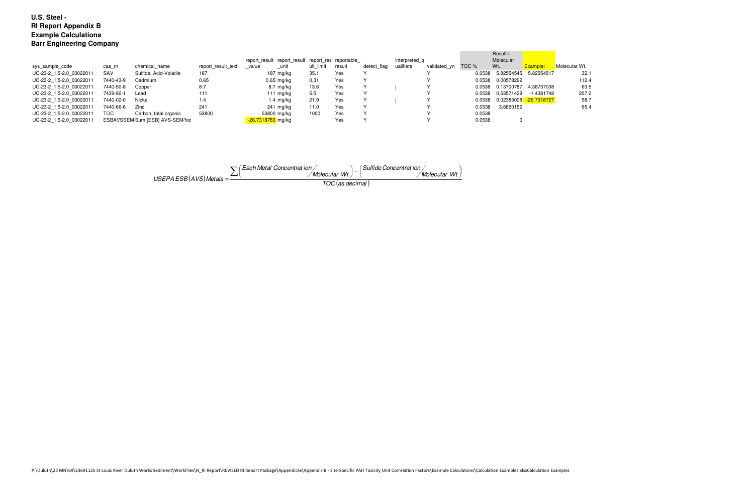**U.S. Steel -**
**RI Report Appendix B**
**Example Calculations**
**Barr Engineering Company**

| sys_sample_code | cas_rn | chemical_name | report_result_text | report_result_value | report_result_unit | report_result_limit | reportable_result | detect_flag | interpreted_qualifiers | validated_yn | TOC % | Result / Molecular Wt. | Example: | Molecular Wt. |
|---|---|---|---|---|---|---|---|---|---|---|---|---|---|---|
| UC-23-2_1.5-2.0_03022011 | SAV | Sulfide, Acid-Volatile | 187 | 187 | mg/kg | 35.1 | Yes | Y | | Y | 0.0538 | 5.82554545 | 5.82554517 | 32.1 |
| UC-23-2_1.5-2.0_03022011 | 7440-43-9 | Cadmium | 0.65 | 0.65 | mg/kg | 0.31 | Yes | Y | | Y | 0.0538 | 0.00578292 | | 112.4 |
| UC-23-2_1.5-2.0_03022011 | 7440-50-8 | Copper | 8.7 | 8.7 | mg/kg | 13.6 | Yes | Y | j | Y | 0.0538 | 0.13700787 | 4.38737038 | 63.5 |
| UC-23-2_1.5-2.0_03022011 | 7439-92-1 | Lead | 111 | 111 | mg/kg | 5.5 | Yes | Y | | Y | 0.0538 | 0.53571429 | -1.4381748 | 207.2 |
| UC-23-2_1.5-2.0_03022011 | 7440-02-0 | Nickel | 1.4 | 1.4 | mg/kg | 21.9 | Yes | Y | j | Y | 0.0538 | 0.02385008 | -26.7318727 | 58.7 |
| UC-23-2_1.5-2.0_03022011 | 7440-66-6 | Zinc | 241 | 241 | mg/kg | 11.0 | Yes | Y | | Y | 0.0538 | 3.6850152 | | 65.4 |
| UC-23-2_1.5-2.0_03022011 | TOC | Carbon, total organic | 53800 | 53800 | mg/kg | 1000 | Yes | Y | | Y | 0.0538 | | | |
| UC-23-2_1.5-2.0_03022011 | ESBAVSSEM | Sum [ESB] AVS-SEM/foc | | -26.7318783 | mg/kg | | Yes | Y | | Y | 0.0538 | 0 | | |

$$USEPA\,ESB(AVS)\,Metals = \frac{\sum\left(\text{Each Metal Concentration} / \text{Molecular Wt.}\right) - \left(\text{Sulfide Concentration} / \text{Molecular Wt.}\right)}{TOC\,(\text{as decimal})}$$

P:\Duluth\23 MN\69\23691125 St Louis River Duluth Works Sediment\WorkFiles\N_RI Report\REVISED RI Report Package\Appendices\Appendix B - Site-Specific PAH Toxicity Unit Correlation Factors\Example Calculations\Calculation Examples.xlsxCalculation Examples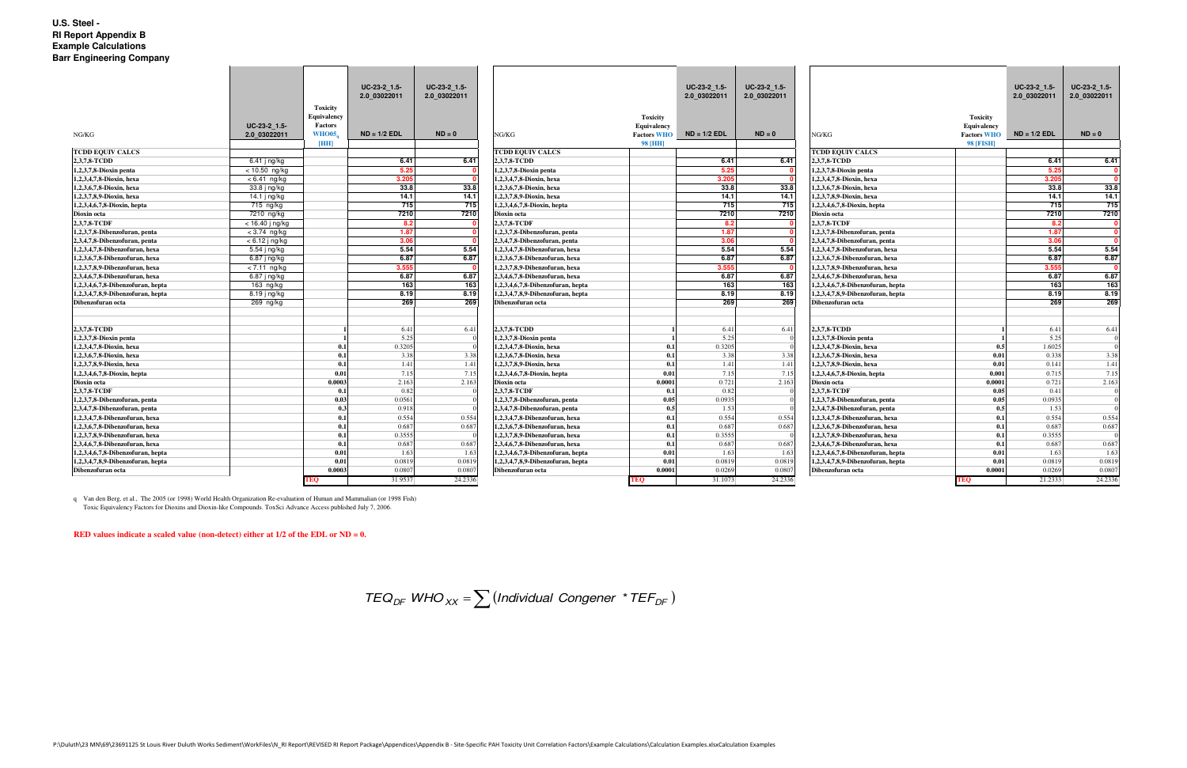**U.S. Steel -**
**RI Report Appendix B**
**Example Calculations**
**Barr Engineering Company**

| NG/KG | UC-23-2_1.5-2.0_03022011 | Toxicity Equivalency Factors WHO05 q [HH] | UC-23-2_1.5-2.0_03022011 ND = 1/2 EDL | UC-23-2_1.5-2.0_03022011 ND = 0 |
|---|---|---|---|---|
| **TCDD EQUIV CALCS** | | | | |
| **2,3,7,8-TCDD** | 6.41 j ng/kg | | 6.41 | 6.41 |
| **1,2,3,7,8-Dioxin penta** | < 10.50 ng/kg | | 5.25 | 0 |
| **1,2,3,4,7,8-Dioxin, hexa** | < 6.41 ng/kg | | 3.205 | 0 |
| **1,2,3,6,7,8-Dioxin, hexa** | 33.8 j ng/kg | | 33.8 | 33.8 |
| **1,2,3,7,8,9-Dioxin, hexa** | 14.1 j ng/kg | | 14.1 | 14.1 |
| **1,2,3,4,6,7,8-Dioxin, hepta** | 715 ng/kg | | 715 | 715 |
| **Dioxin octa** | 7210 ng/kg | | 7210 | 7210 |
| **2,3,7,8-TCDF** | < 16.40 j ng/kg | | 8.2 | 0 |
| **1,2,3,7,8-Dibenzofuran, penta** | < 3.74 ng/kg | | 1.87 | 0 |
| **2,3,4,7,8-Dibenzofuran, penta** | < 6.12 j ng/kg | | 3.06 | 0 |
| **1,2,3,4,7,8-Dibenzofuran, hexa** | 5.54 j ng/kg | | 5.54 | 5.54 |
| **1,2,3,6,7,8-Dibenzofuran, hexa** | 6.87 j ng/kg | | 6.87 | 6.87 |
| **1,2,3,7,8,9-Dibenzofuran, hexa** | < 7.11 ng/kg | | 3.555 | 0 |
| **2,3,4,6,7,8-Dibenzofuran, hexa** | 6.87 j ng/kg | | 6.87 | 6.87 |
| **1,2,3,4,6,7,8-Dibenzofuran, hepta** | 163 ng/kg | | 163 | 163 |
| **1,2,3,4,7,8,9-Dibenzofuran, hepta** | 8.19 j ng/kg | | 8.19 | 8.19 |
| **Dibenzofuran octa** | 269 ng/kg | | 269 | 269 |
| | | | | |
| **2,3,7,8-TCDD** | | 1 | 6.41 | 6.41 |
| **1,2,3,7,8-Dioxin penta** | | 1 | 5.25 | 0 |
| **1,2,3,4,7,8-Dioxin, hexa** | | 0.1 | 0.3205 | 0 |
| **1,2,3,6,7,8-Dioxin, hexa** | | 0.1 | 3.38 | 3.38 |
| **1,2,3,7,8,9-Dioxin, hexa** | | 0.1 | 1.41 | 1.41 |
| **1,2,3,4,6,7,8-Dioxin, hepta** | | 0.01 | 7.15 | 7.15 |
| **Dioxin octa** | | 0.0003 | 2.163 | 2.163 |
| **2,3,7,8-TCDF** | | 0.1 | 0.82 | 0 |
| **1,2,3,7,8-Dibenzofuran, penta** | | 0.03 | 0.0561 | 0 |
| **2,3,4,7,8-Dibenzofuran, penta** | | 0.3 | 0.918 | 0 |
| **1,2,3,4,7,8-Dibenzofuran, hexa** | | 0.1 | 0.554 | 0.554 |
| **1,2,3,6,7,8-Dibenzofuran, hexa** | | 0.1 | 0.687 | 0.687 |
| **1,2,3,7,8,9-Dibenzofuran, hexa** | | 0.1 | 0.3555 | 0 |
| **2,3,4,6,7,8-Dibenzofuran, hexa** | | 0.1 | 0.687 | 0.687 |
| **1,2,3,4,6,7,8-Dibenzofuran, hepta** | | 0.01 | 1.63 | 1.63 |
| **1,2,3,4,7,8,9-Dibenzofuran, hepta** | | 0.01 | 0.0819 | 0.0819 |
| **Dibenzofuran octa** | | 0.0003 | 0.0807 | 0.0807 |
| | | **TEQ** | 31.9537 | 24.2336 |

| NG/KG | Toxicity Equivalency Factors WHO 98 [HH] | UC-23-2_1.5-2.0_03022011 ND = 1/2 EDL | UC-23-2_1.5-2.0_03022011 ND = 0 |
|---|---|---|---|
| **TCDD EQUIV CALCS** | | | |
| **2,3,7,8-TCDD** | | 6.41 | 6.41 |
| **1,2,3,7,8-Dioxin penta** | | 5.25 | 0 |
| **1,2,3,4,7,8-Dioxin, hexa** | | 3.205 | 0 |
| **1,2,3,6,7,8-Dioxin, hexa** | | 33.8 | 33.8 |
| **1,2,3,7,8,9-Dioxin, hexa** | | 14.1 | 14.1 |
| **1,2,3,4,6,7,8-Dioxin, hepta** | | 715 | 715 |
| **Dioxin octa** | | 7210 | 7210 |
| **2,3,7,8-TCDF** | | 8.2 | 0 |
| **1,2,3,7,8-Dibenzofuran, penta** | | 1.87 | 0 |
| **2,3,4,7,8-Dibenzofuran, penta** | | 3.06 | 0 |
| **1,2,3,4,7,8-Dibenzofuran, hexa** | | 5.54 | 5.54 |
| **1,2,3,6,7,8-Dibenzofuran, hexa** | | 6.87 | 6.87 |
| **1,2,3,7,8,9-Dibenzofuran, hexa** | | 3.555 | 0 |
| **2,3,4,6,7,8-Dibenzofuran, hexa** | | 6.87 | 6.87 |
| **1,2,3,4,6,7,8-Dibenzofuran, hepta** | | 163 | 163 |
| **1,2,3,4,7,8,9-Dibenzofuran, hepta** | | 8.19 | 8.19 |
| **Dibenzofuran octa** | | 269 | 269 |
| | | | |
| **2,3,7,8-TCDD** | 1 | 6.41 | 6.41 |
| **1,2,3,7,8-Dioxin penta** | 1 | 5.25 | 0 |
| **1,2,3,4,7,8-Dioxin, hexa** | 0.1 | 0.3205 | 0 |
| **1,2,3,6,7,8-Dioxin, hexa** | 0.1 | 3.38 | 3.38 |
| **1,2,3,7,8,9-Dioxin, hexa** | 0.1 | 1.41 | 1.41 |
| **1,2,3,4,6,7,8-Dioxin, hepta** | 0.01 | 7.15 | 7.15 |
| **Dioxin octa** | 0.0001 | 0.721 | 2.163 |
| **2,3,7,8-TCDF** | 0.1 | 0.82 | 0 |
| **1,2,3,7,8-Dibenzofuran, penta** | 0.05 | 0.0935 | 0 |
| **2,3,4,7,8-Dibenzofuran, penta** | 0.5 | 1.53 | 0 |
| **1,2,3,4,7,8-Dibenzofuran, hexa** | 0.1 | 0.554 | 0.554 |
| **1,2,3,6,7,8-Dibenzofuran, hexa** | 0.1 | 0.687 | 0.687 |
| **1,2,3,7,8,9-Dibenzofuran, hexa** | 0.1 | 0.3555 | 0 |
| **2,3,4,6,7,8-Dibenzofuran, hexa** | 0.1 | 0.687 | 0.687 |
| **1,2,3,4,6,7,8-Dibenzofuran, hepta** | 0.01 | 1.63 | 1.63 |
| **1,2,3,4,7,8,9-Dibenzofuran, hepta** | 0.01 | 0.0819 | 0.0819 |
| **Dibenzofuran octa** | 0.0001 | 0.0269 | 0.0807 |
| | **TEQ** | 31.1073 | 24.2336 |

| NG/KG | Toxicity Equivalency Factors WHO 98 [FISH] | UC-23-2_1.5-2.0_03022011 ND = 1/2 EDL | UC-23-2_1.5-2.0_03022011 ND = 0 |
|---|---|---|---|
| **TCDD EQUIV CALCS** | | | |
| **2,3,7,8-TCDD** | | 6.41 | 6.41 |
| **1,2,3,7,8-Dioxin penta** | | 5.25 | 0 |
| **1,2,3,4,7,8-Dioxin, hexa** | | 3.205 | 0 |
| **1,2,3,6,7,8-Dioxin, hexa** | | 33.8 | 33.8 |
| **1,2,3,7,8,9-Dioxin, hexa** | | 14.1 | 14.1 |
| **1,2,3,4,6,7,8-Dioxin, hepta** | | 715 | 715 |
| **Dioxin octa** | | 7210 | 7210 |
| **2,3,7,8-TCDF** | | 8.2 | 0 |
| **1,2,3,7,8-Dibenzofuran, penta** | | 1.87 | 0 |
| **2,3,4,7,8-Dibenzofuran, penta** | | 3.06 | 0 |
| **1,2,3,4,7,8-Dibenzofuran, hexa** | | 5.54 | 5.54 |
| **1,2,3,6,7,8-Dibenzofuran, hexa** | | 6.87 | 6.87 |
| **1,2,3,7,8,9-Dibenzofuran, hexa** | | 3.555 | 0 |
| **2,3,4,6,7,8-Dibenzofuran, hexa** | | 6.87 | 6.87 |
| **1,2,3,4,6,7,8-Dibenzofuran, hepta** | | 163 | 163 |
| **1,2,3,4,7,8,9-Dibenzofuran, hepta** | | 8.19 | 8.19 |
| **Dibenzofuran octa** | | 269 | 269 |
| | | | |
| **2,3,7,8-TCDD** | 1 | 6.41 | 6.41 |
| **1,2,3,7,8-Dioxin penta** | 1 | 5.25 | 0 |
| **1,2,3,4,7,8-Dioxin, hexa** | 0.5 | 1.6025 | 0 |
| **1,2,3,6,7,8-Dioxin, hexa** | 0.01 | 0.338 | 3.38 |
| **1,2,3,7,8,9-Dioxin, hexa** | 0.01 | 0.141 | 1.41 |
| **1,2,3,4,6,7,8-Dioxin, hepta** | 0.001 | 0.715 | 7.15 |
| **Dioxin octa** | 0.0001 | 0.721 | 2.163 |
| **2,3,7,8-TCDF** | 0.05 | 0.41 | 0 |
| **1,2,3,7,8-Dibenzofuran, penta** | 0.05 | 0.0935 | 0 |
| **2,3,4,7,8-Dibenzofuran, penta** | 0.5 | 1.53 | 0 |
| **1,2,3,4,7,8-Dibenzofuran, hexa** | 0.1 | 0.554 | 0.554 |
| **1,2,3,6,7,8-Dibenzofuran, hexa** | 0.1 | 0.687 | 0.687 |
| **1,2,3,7,8,9-Dibenzofuran, hexa** | 0.1 | 0.3555 | 0 |
| **2,3,4,6,7,8-Dibenzofuran, hexa** | 0.1 | 0.687 | 0.687 |
| **1,2,3,4,6,7,8-Dibenzofuran, hepta** | 0.01 | 1.63 | 1.63 |
| **1,2,3,4,7,8,9-Dibenzofuran, hepta** | 0.01 | 0.0819 | 0.0819 |
| **Dibenzofuran octa** | 0.0001 | 0.0269 | 0.0807 |
| | **TEQ** | 21.2333 | 24.2336 |

q Van den Berg, et al., The 2005 (or 1998) World Health Organization Re-evaluation of Human and Mammalian (or 1998 Fish) Toxic Equivalency Factors for Dioxins and Dioxin-like Compounds. ToxSci Advance Access published July 7, 2006.

**RED values indicate a scaled value (non-detect) either at 1/2 of the EDL or ND = 0.**

$$TEQ_{DF}\ WHO_{XX} = \sum (Individual\ Congener\ * TEF_{DF})$$